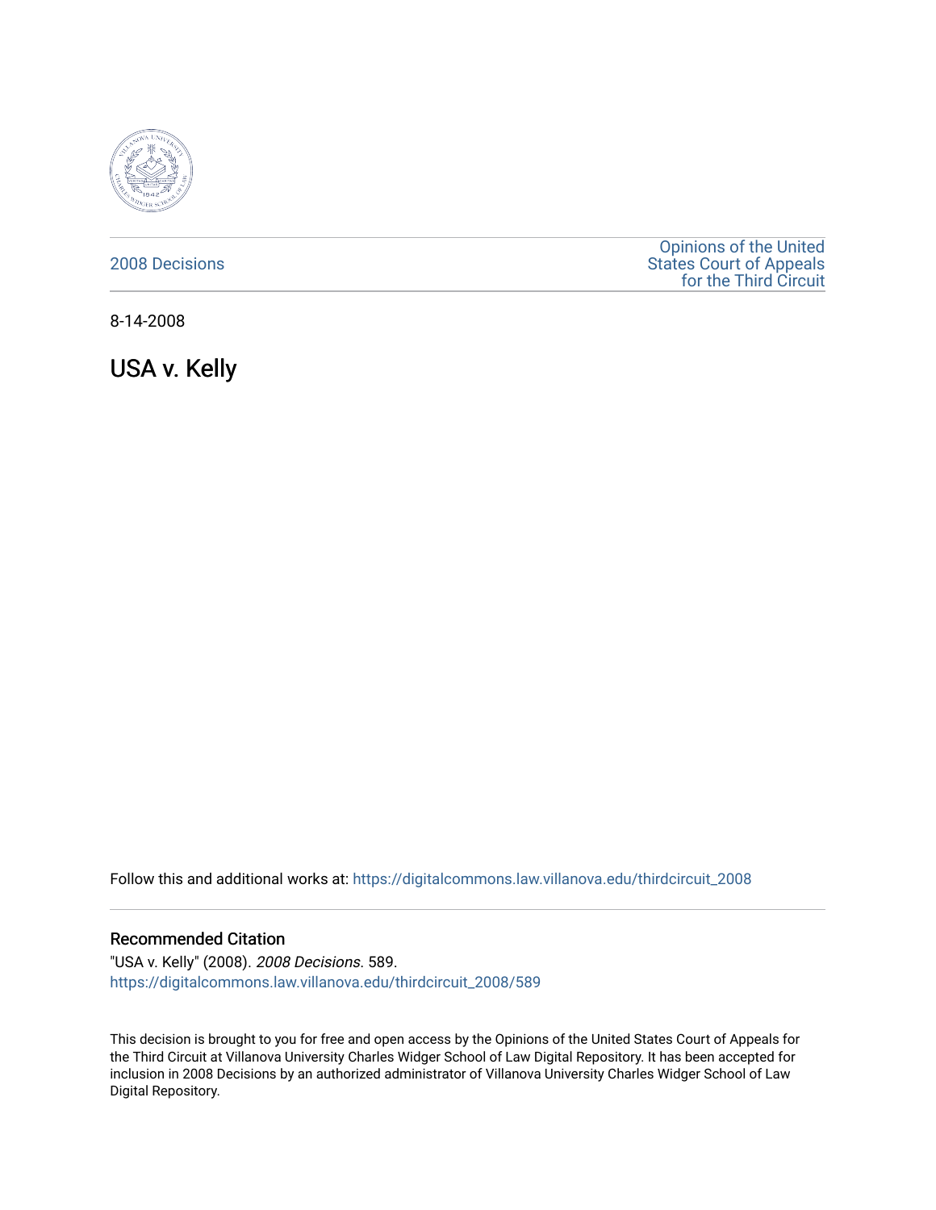2008 Decisions

Opinions of the United States Court of Appeals for the Third Circuit

8-14-2008

# USA v. Kelly

Follow this and additional works at: https://digitalcommons.law.villanova.edu/thirdcircuit_2008

## Recommended Citation

"USA v. Kelly" (2008). *2008 Decisions*. 589.
https://digitalcommons.law.villanova.edu/thirdcircuit_2008/589

This decision is brought to you for free and open access by the Opinions of the United States Court of Appeals for the Third Circuit at Villanova University Charles Widger School of Law Digital Repository. It has been accepted for inclusion in 2008 Decisions by an authorized administrator of Villanova University Charles Widger School of Law Digital Repository.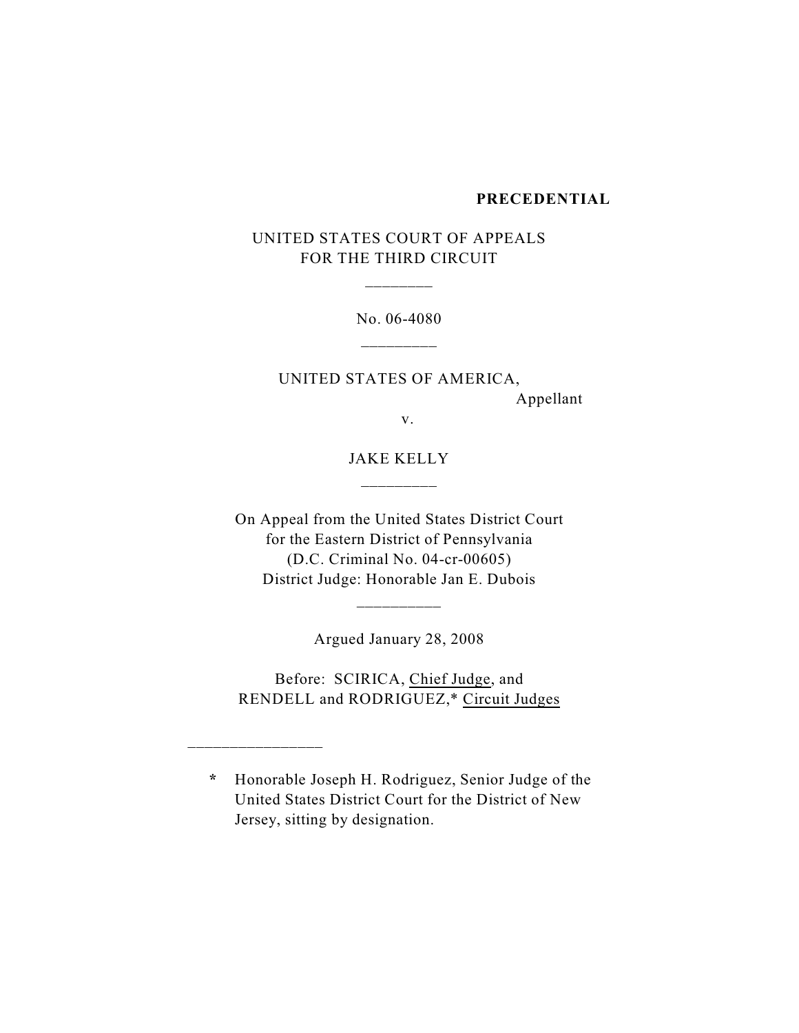**PRECEDENTIAL**

UNITED STATES COURT OF APPEALS
FOR THE THIRD CIRCUIT

\_\_\_\_\_\_\_\_

No. 06-4080

\_\_\_\_\_\_\_\_\_

UNITED STATES OF AMERICA,
Appellant

v.

JAKE KELLY

\_\_\_\_\_\_\_\_\_

On Appeal from the United States District Court
for the Eastern District of Pennsylvania
(D.C. Criminal No. 04-cr-00605)
District Judge: Honorable Jan E. Dubois

\_\_\_\_\_\_\_\_\_\_

Argued January 28, 2008

Before: SCIRICA, Chief Judge, and
RENDELL and RODRIGUEZ,* Circuit Judges

\_\_\_\_\_\_\_\_\_\_\_\_\_\_\_\_

\* Honorable Joseph H. Rodriguez, Senior Judge of the United States District Court for the District of New Jersey, sitting by designation.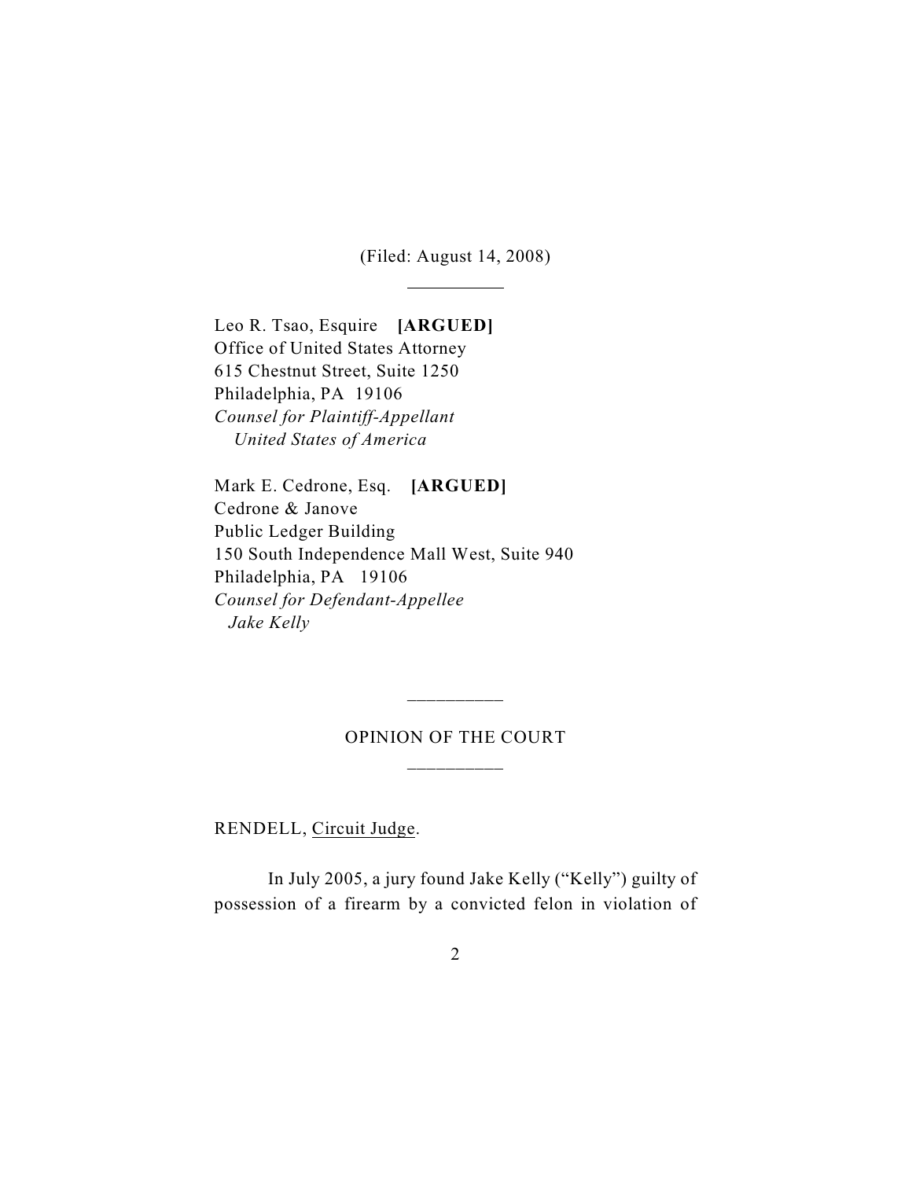(Filed: August 14, 2008)

---

Leo R. Tsao, Esquire **[ARGUED]**
Office of United States Attorney
615 Chestnut Street, Suite 1250
Philadelphia, PA 19106
*Counsel for Plaintiff-Appellant*
*United States of America*

Mark E. Cedrone, Esq. **[ARGUED]**
Cedrone & Janove
Public Ledger Building
150 South Independence Mall West, Suite 940
Philadelphia, PA 19106
*Counsel for Defendant-Appellee*
*Jake Kelly*

---

OPINION OF THE COURT

---

RENDELL, Circuit Judge.

In July 2005, a jury found Jake Kelly ("Kelly") guilty of possession of a firearm by a convicted felon in violation of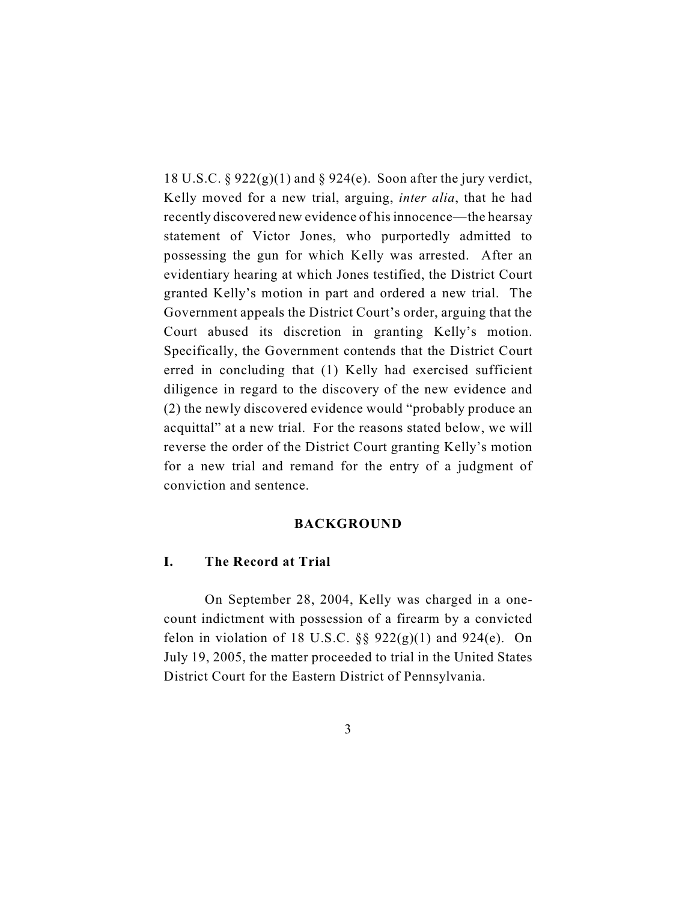18 U.S.C. § 922(g)(1) and § 924(e). Soon after the jury verdict, Kelly moved for a new trial, arguing, *inter alia*, that he had recently discovered new evidence of his innocence—the hearsay statement of Victor Jones, who purportedly admitted to possessing the gun for which Kelly was arrested. After an evidentiary hearing at which Jones testified, the District Court granted Kelly's motion in part and ordered a new trial. The Government appeals the District Court's order, arguing that the Court abused its discretion in granting Kelly's motion. Specifically, the Government contends that the District Court erred in concluding that (1) Kelly had exercised sufficient diligence in regard to the discovery of the new evidence and (2) the newly discovered evidence would "probably produce an acquittal" at a new trial. For the reasons stated below, we will reverse the order of the District Court granting Kelly's motion for a new trial and remand for the entry of a judgment of conviction and sentence.

## BACKGROUND

### I. The Record at Trial

On September 28, 2004, Kelly was charged in a one-count indictment with possession of a firearm by a convicted felon in violation of 18 U.S.C. §§ 922(g)(1) and 924(e). On July 19, 2005, the matter proceeded to trial in the United States District Court for the Eastern District of Pennsylvania.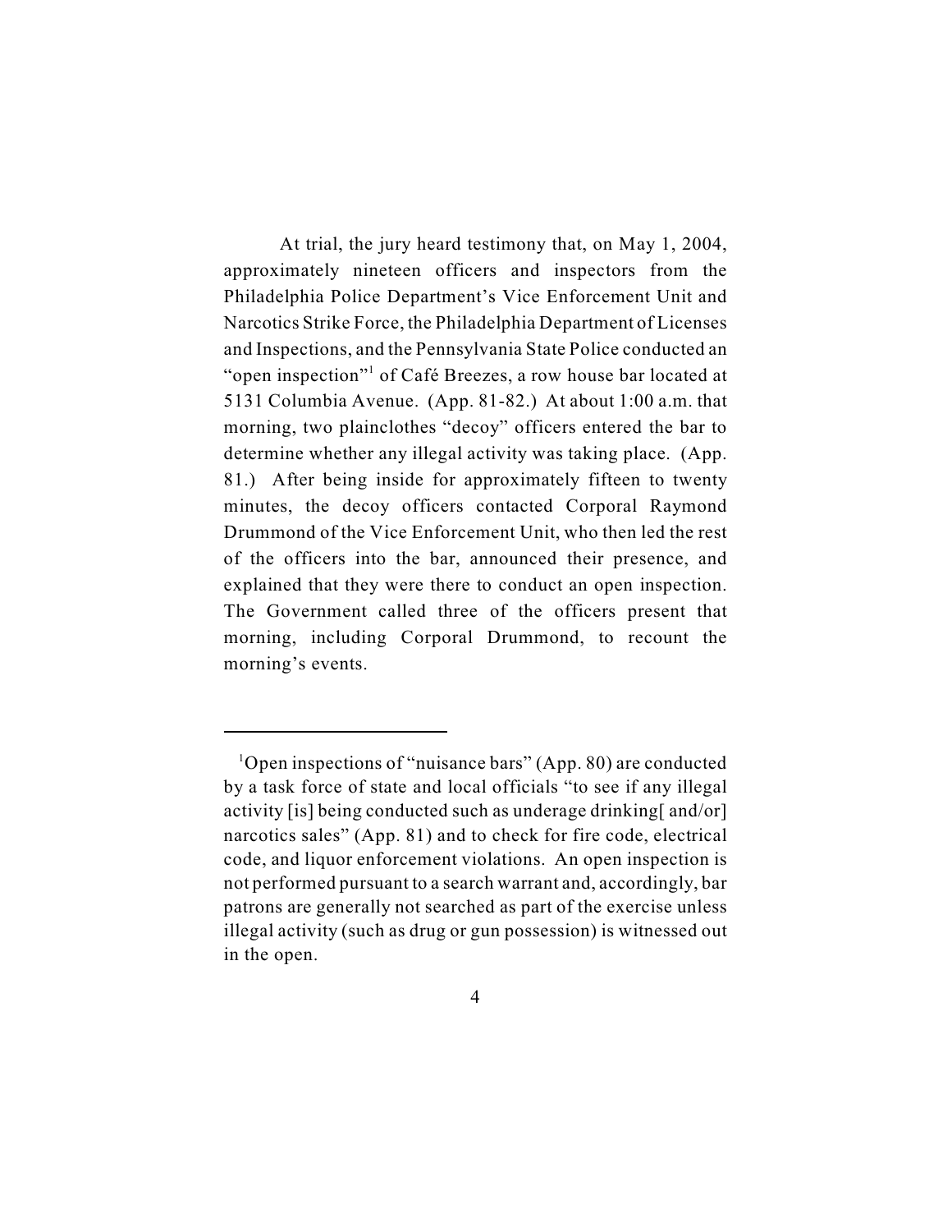At trial, the jury heard testimony that, on May 1, 2004, approximately nineteen officers and inspectors from the Philadelphia Police Department's Vice Enforcement Unit and Narcotics Strike Force, the Philadelphia Department of Licenses and Inspections, and the Pennsylvania State Police conducted an "open inspection"[1] of Café Breezes, a row house bar located at 5131 Columbia Avenue. (App. 81-82.) At about 1:00 a.m. that morning, two plainclothes "decoy" officers entered the bar to determine whether any illegal activity was taking place. (App. 81.) After being inside for approximately fifteen to twenty minutes, the decoy officers contacted Corporal Raymond Drummond of the Vice Enforcement Unit, who then led the rest of the officers into the bar, announced their presence, and explained that they were there to conduct an open inspection. The Government called three of the officers present that morning, including Corporal Drummond, to recount the morning's events.

---

[1]Open inspections of "nuisance bars" (App. 80) are conducted by a task force of state and local officials "to see if any illegal activity [is] being conducted such as underage drinking[ and/or] narcotics sales" (App. 81) and to check for fire code, electrical code, and liquor enforcement violations. An open inspection is not performed pursuant to a search warrant and, accordingly, bar patrons are generally not searched as part of the exercise unless illegal activity (such as drug or gun possession) is witnessed out in the open.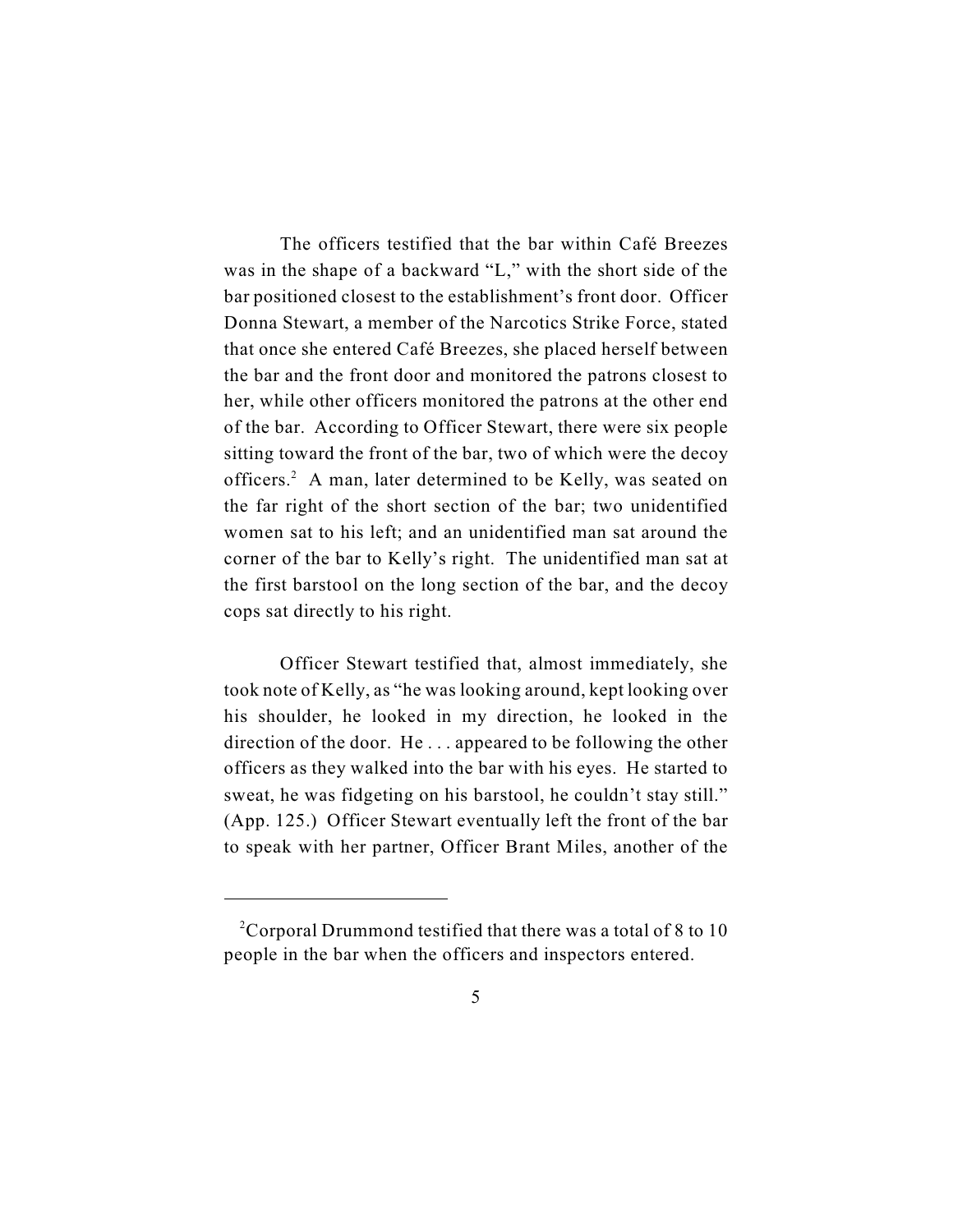The officers testified that the bar within Café Breezes was in the shape of a backward "L," with the short side of the bar positioned closest to the establishment's front door. Officer Donna Stewart, a member of the Narcotics Strike Force, stated that once she entered Café Breezes, she placed herself between the bar and the front door and monitored the patrons closest to her, while other officers monitored the patrons at the other end of the bar. According to Officer Stewart, there were six people sitting toward the front of the bar, two of which were the decoy officers.[2] A man, later determined to be Kelly, was seated on the far right of the short section of the bar; two unidentified women sat to his left; and an unidentified man sat around the corner of the bar to Kelly's right. The unidentified man sat at the first barstool on the long section of the bar, and the decoy cops sat directly to his right.

Officer Stewart testified that, almost immediately, she took note of Kelly, as "he was looking around, kept looking over his shoulder, he looked in my direction, he looked in the direction of the door. He . . . appeared to be following the other officers as they walked into the bar with his eyes. He started to sweat, he was fidgeting on his barstool, he couldn't stay still." (App. 125.) Officer Stewart eventually left the front of the bar to speak with her partner, Officer Brant Miles, another of the

---

[2]Corporal Drummond testified that there was a total of 8 to 10 people in the bar when the officers and inspectors entered.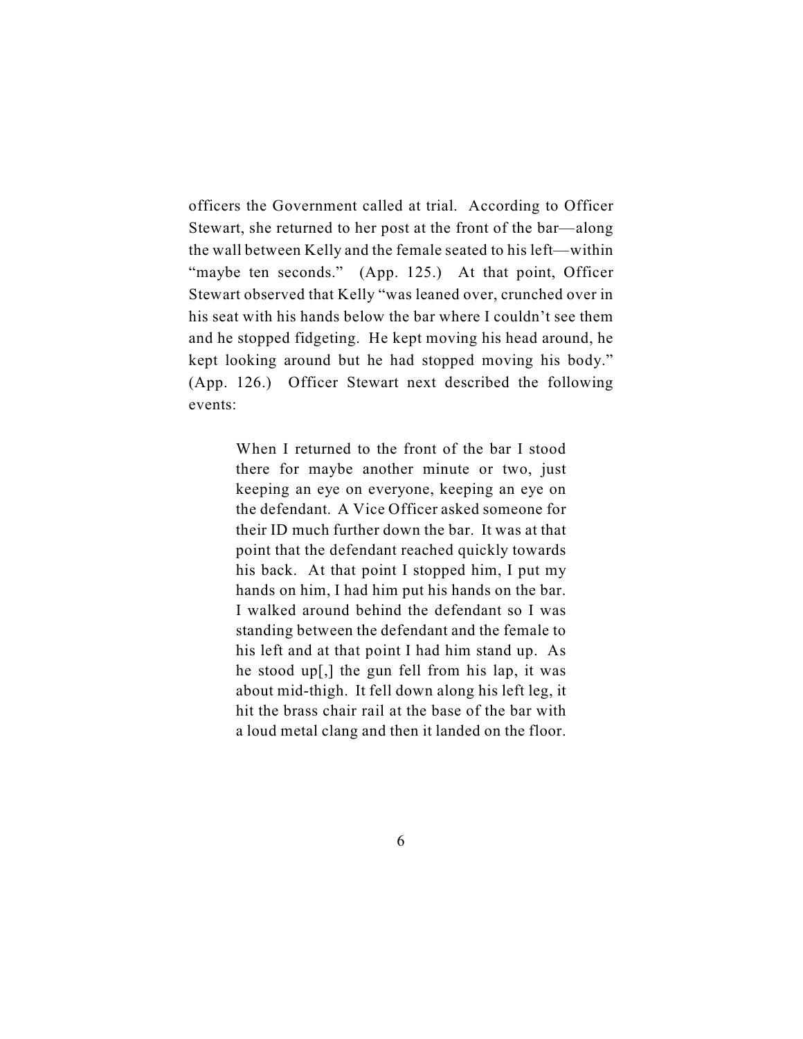officers the Government called at trial. According to Officer Stewart, she returned to her post at the front of the bar—along the wall between Kelly and the female seated to his left—within "maybe ten seconds." (App. 125.) At that point, Officer Stewart observed that Kelly "was leaned over, crunched over in his seat with his hands below the bar where I couldn't see them and he stopped fidgeting. He kept moving his head around, he kept looking around but he had stopped moving his body." (App. 126.) Officer Stewart next described the following events:

> When I returned to the front of the bar I stood there for maybe another minute or two, just keeping an eye on everyone, keeping an eye on the defendant. A Vice Officer asked someone for their ID much further down the bar. It was at that point that the defendant reached quickly towards his back. At that point I stopped him, I put my hands on him, I had him put his hands on the bar. I walked around behind the defendant so I was standing between the defendant and the female to his left and at that point I had him stand up. As he stood up[,] the gun fell from his lap, it was about mid-thigh. It fell down along his left leg, it hit the brass chair rail at the base of the bar with a loud metal clang and then it landed on the floor.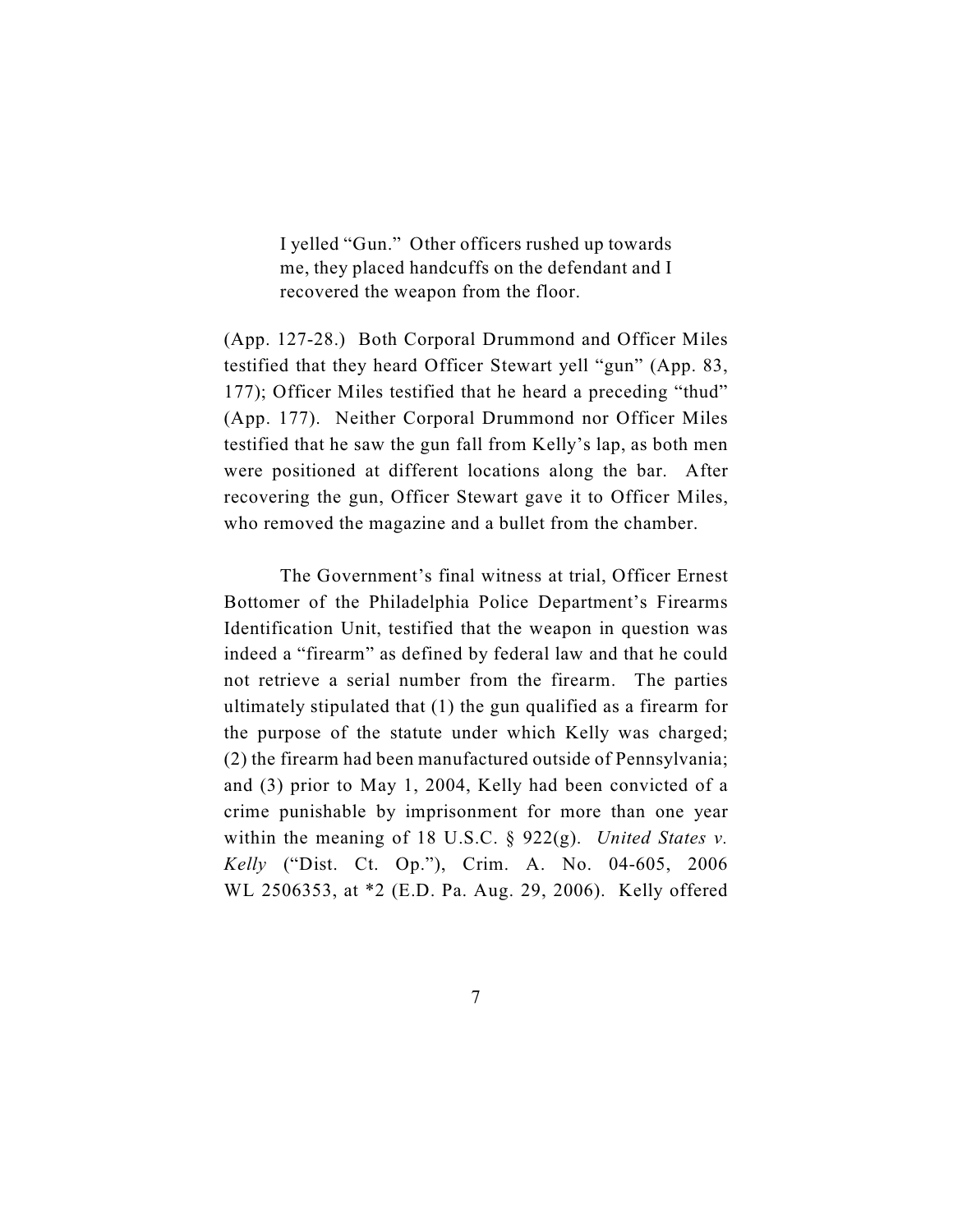> I yelled "Gun." Other officers rushed up towards me, they placed handcuffs on the defendant and I recovered the weapon from the floor.

(App. 127-28.) Both Corporal Drummond and Officer Miles testified that they heard Officer Stewart yell "gun" (App. 83, 177); Officer Miles testified that he heard a preceding "thud" (App. 177). Neither Corporal Drummond nor Officer Miles testified that he saw the gun fall from Kelly's lap, as both men were positioned at different locations along the bar. After recovering the gun, Officer Stewart gave it to Officer Miles, who removed the magazine and a bullet from the chamber.

The Government's final witness at trial, Officer Ernest Bottomer of the Philadelphia Police Department's Firearms Identification Unit, testified that the weapon in question was indeed a "firearm" as defined by federal law and that he could not retrieve a serial number from the firearm. The parties ultimately stipulated that (1) the gun qualified as a firearm for the purpose of the statute under which Kelly was charged; (2) the firearm had been manufactured outside of Pennsylvania; and (3) prior to May 1, 2004, Kelly had been convicted of a crime punishable by imprisonment for more than one year within the meaning of 18 U.S.C. § 922(g). *United States v. Kelly* ("Dist. Ct. Op."), Crim. A. No. 04-605, 2006 WL 2506353, at *2 (E.D. Pa. Aug. 29, 2006). Kelly offered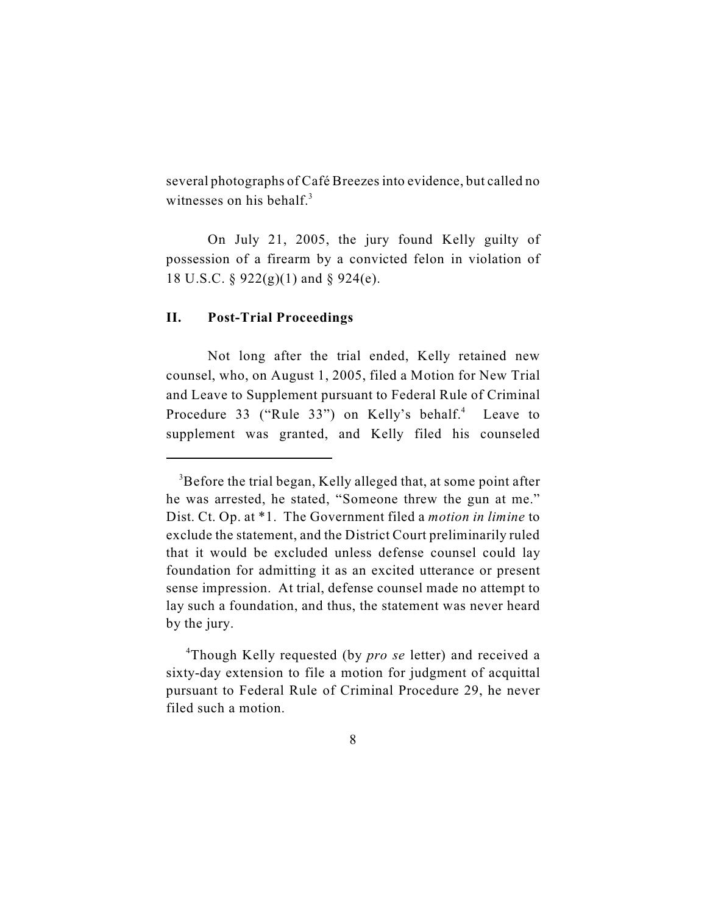several photographs of Café Breezes into evidence, but called no witnesses on his behalf.[3]

On July 21, 2005, the jury found Kelly guilty of possession of a firearm by a convicted felon in violation of 18 U.S.C. § 922(g)(1) and § 924(e).

## II. Post-Trial Proceedings

Not long after the trial ended, Kelly retained new counsel, who, on August 1, 2005, filed a Motion for New Trial and Leave to Supplement pursuant to Federal Rule of Criminal Procedure 33 ("Rule 33") on Kelly's behalf.[4] Leave to supplement was granted, and Kelly filed his counseled

---

[3]Before the trial began, Kelly alleged that, at some point after he was arrested, he stated, "Someone threw the gun at me." Dist. Ct. Op. at *1. The Government filed a *motion in limine* to exclude the statement, and the District Court preliminarily ruled that it would be excluded unless defense counsel could lay foundation for admitting it as an excited utterance or present sense impression. At trial, defense counsel made no attempt to lay such a foundation, and thus, the statement was never heard by the jury.

[4]Though Kelly requested (by *pro se* letter) and received a sixty-day extension to file a motion for judgment of acquittal pursuant to Federal Rule of Criminal Procedure 29, he never filed such a motion.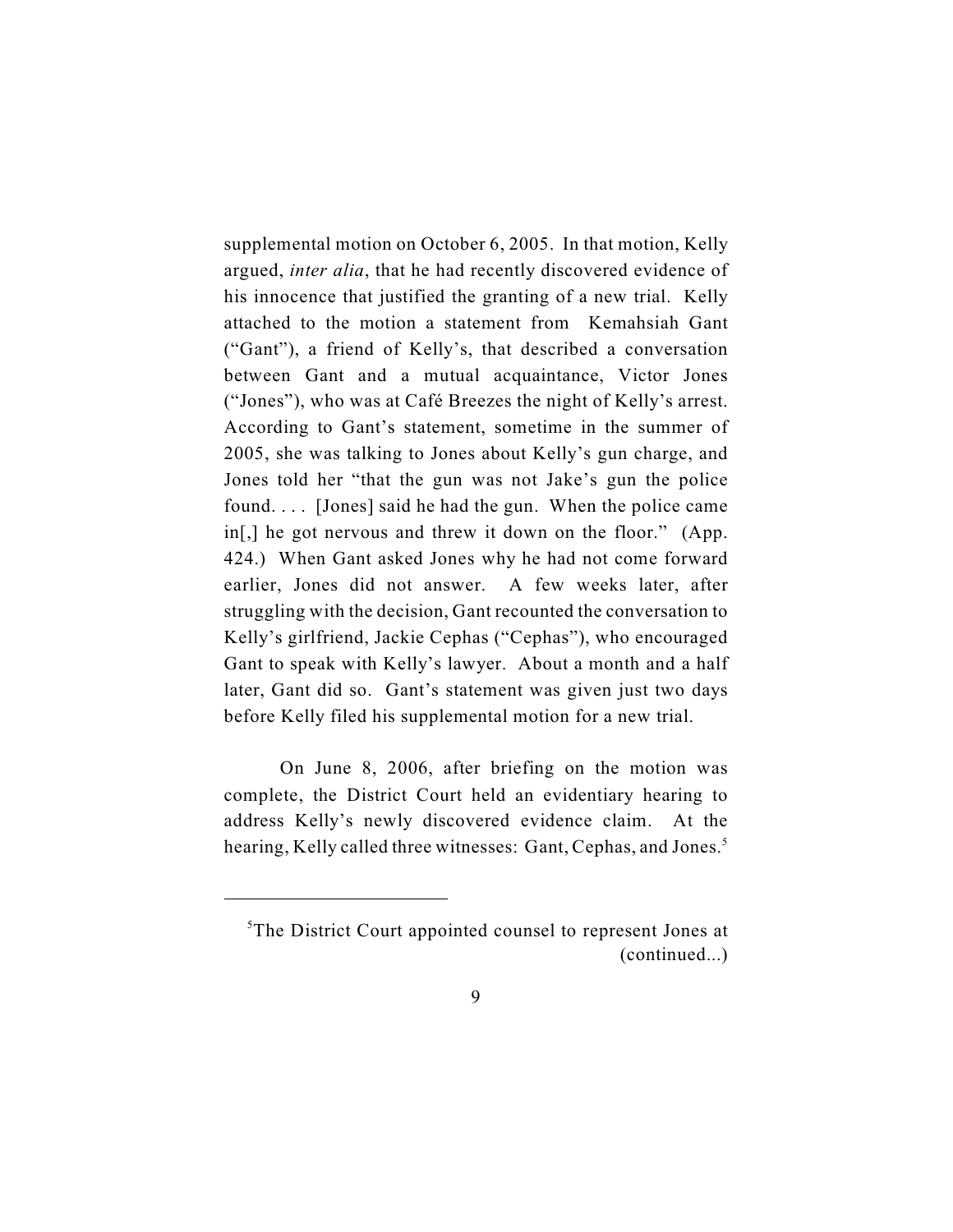supplemental motion on October 6, 2005. In that motion, Kelly argued, *inter alia*, that he had recently discovered evidence of his innocence that justified the granting of a new trial. Kelly attached to the motion a statement from Kemahsiah Gant ("Gant"), a friend of Kelly's, that described a conversation between Gant and a mutual acquaintance, Victor Jones ("Jones"), who was at Café Breezes the night of Kelly's arrest. According to Gant's statement, sometime in the summer of 2005, she was talking to Jones about Kelly's gun charge, and Jones told her "that the gun was not Jake's gun the police found. . . . [Jones] said he had the gun. When the police came in[,] he got nervous and threw it down on the floor." (App. 424.) When Gant asked Jones why he had not come forward earlier, Jones did not answer. A few weeks later, after struggling with the decision, Gant recounted the conversation to Kelly's girlfriend, Jackie Cephas ("Cephas"), who encouraged Gant to speak with Kelly's lawyer. About a month and a half later, Gant did so. Gant's statement was given just two days before Kelly filed his supplemental motion for a new trial.

On June 8, 2006, after briefing on the motion was complete, the District Court held an evidentiary hearing to address Kelly's newly discovered evidence claim. At the hearing, Kelly called three witnesses: Gant, Cephas, and Jones.[5]

---

[5]The District Court appointed counsel to represent Jones at (continued...)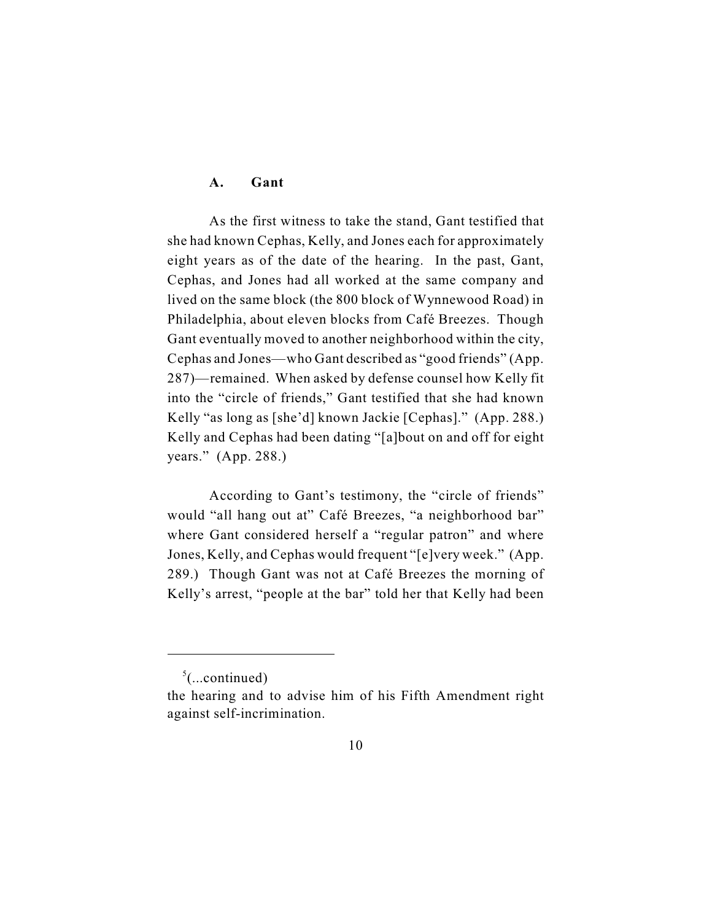### A. Gant

As the first witness to take the stand, Gant testified that she had known Cephas, Kelly, and Jones each for approximately eight years as of the date of the hearing. In the past, Gant, Cephas, and Jones had all worked at the same company and lived on the same block (the 800 block of Wynnewood Road) in Philadelphia, about eleven blocks from Café Breezes. Though Gant eventually moved to another neighborhood within the city, Cephas and Jones—who Gant described as "good friends" (App. 287)—remained. When asked by defense counsel how Kelly fit into the "circle of friends," Gant testified that she had known Kelly "as long as [she'd] known Jackie [Cephas]." (App. 288.) Kelly and Cephas had been dating "[a]bout on and off for eight years." (App. 288.)

According to Gant's testimony, the "circle of friends" would "all hang out at" Café Breezes, "a neighborhood bar" where Gant considered herself a "regular patron" and where Jones, Kelly, and Cephas would frequent "[e]very week." (App. 289.) Though Gant was not at Café Breezes the morning of Kelly's arrest, "people at the bar" told her that Kelly had been

---

[5](...continued)
the hearing and to advise him of his Fifth Amendment right against self-incrimination.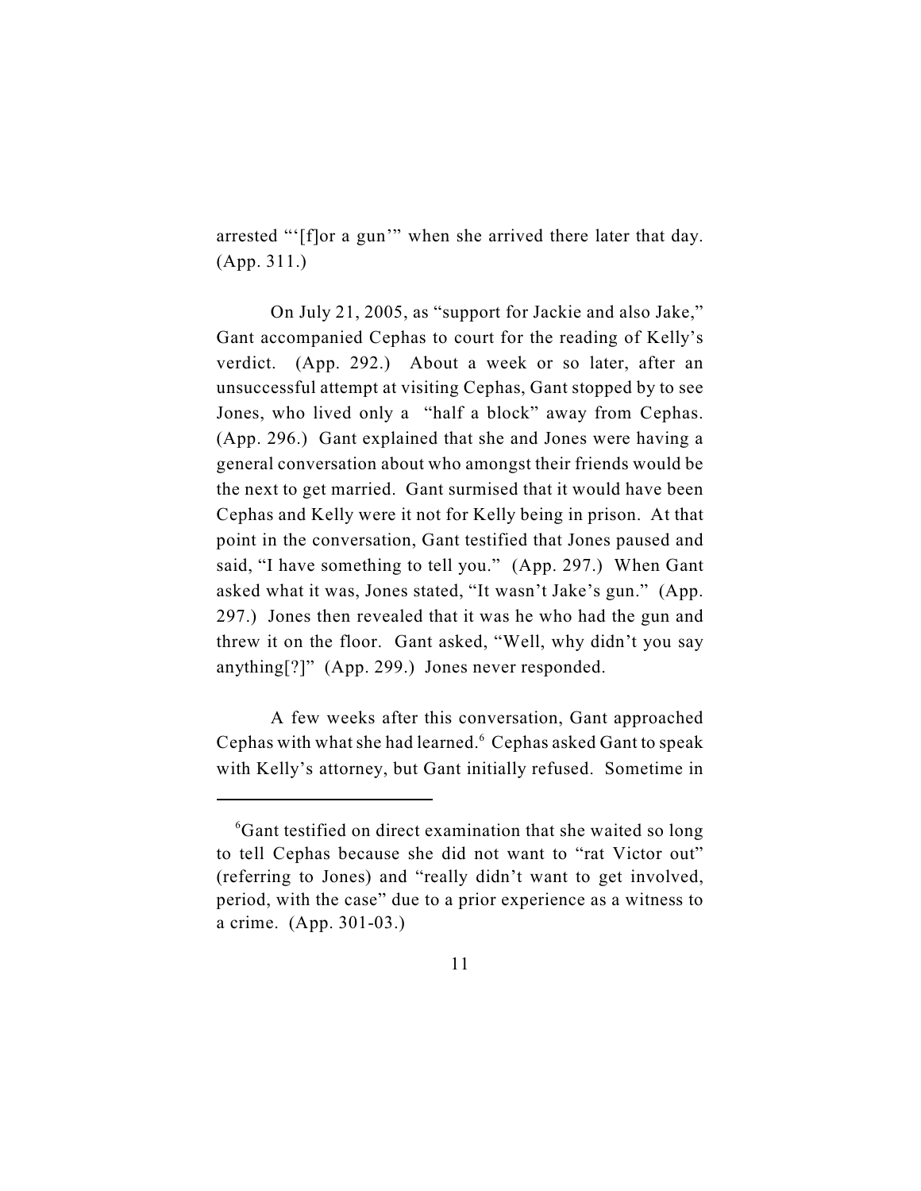arrested "'[f]or a gun'" when she arrived there later that day. (App. 311.)

On July 21, 2005, as "support for Jackie and also Jake," Gant accompanied Cephas to court for the reading of Kelly's verdict. (App. 292.) About a week or so later, after an unsuccessful attempt at visiting Cephas, Gant stopped by to see Jones, who lived only a "half a block" away from Cephas. (App. 296.) Gant explained that she and Jones were having a general conversation about who amongst their friends would be the next to get married. Gant surmised that it would have been Cephas and Kelly were it not for Kelly being in prison. At that point in the conversation, Gant testified that Jones paused and said, "I have something to tell you." (App. 297.) When Gant asked what it was, Jones stated, "It wasn't Jake's gun." (App. 297.) Jones then revealed that it was he who had the gun and threw it on the floor. Gant asked, "Well, why didn't you say anything[?]" (App. 299.) Jones never responded.

A few weeks after this conversation, Gant approached Cephas with what she had learned.[6] Cephas asked Gant to speak with Kelly's attorney, but Gant initially refused. Sometime in

---

[6] Gant testified on direct examination that she waited so long to tell Cephas because she did not want to "rat Victor out" (referring to Jones) and "really didn't want to get involved, period, with the case" due to a prior experience as a witness to a crime. (App. 301-03.)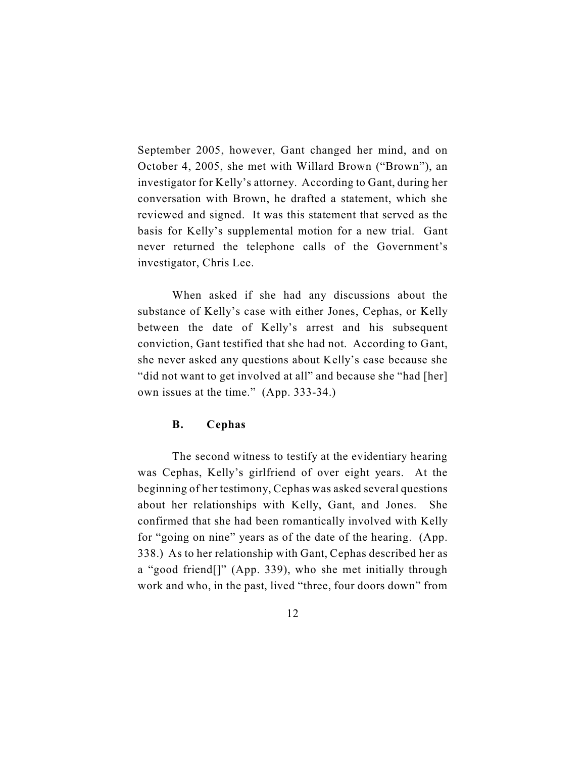September 2005, however, Gant changed her mind, and on October 4, 2005, she met with Willard Brown ("Brown"), an investigator for Kelly's attorney. According to Gant, during her conversation with Brown, he drafted a statement, which she reviewed and signed. It was this statement that served as the basis for Kelly's supplemental motion for a new trial. Gant never returned the telephone calls of the Government's investigator, Chris Lee.

When asked if she had any discussions about the substance of Kelly's case with either Jones, Cephas, or Kelly between the date of Kelly's arrest and his subsequent conviction, Gant testified that she had not. According to Gant, she never asked any questions about Kelly's case because she "did not want to get involved at all" and because she "had [her] own issues at the time." (App. 333-34.)

### B. Cephas

The second witness to testify at the evidentiary hearing was Cephas, Kelly's girlfriend of over eight years. At the beginning of her testimony, Cephas was asked several questions about her relationships with Kelly, Gant, and Jones. She confirmed that she had been romantically involved with Kelly for "going on nine" years as of the date of the hearing. (App. 338.) As to her relationship with Gant, Cephas described her as a "good friend[]" (App. 339), who she met initially through work and who, in the past, lived "three, four doors down" from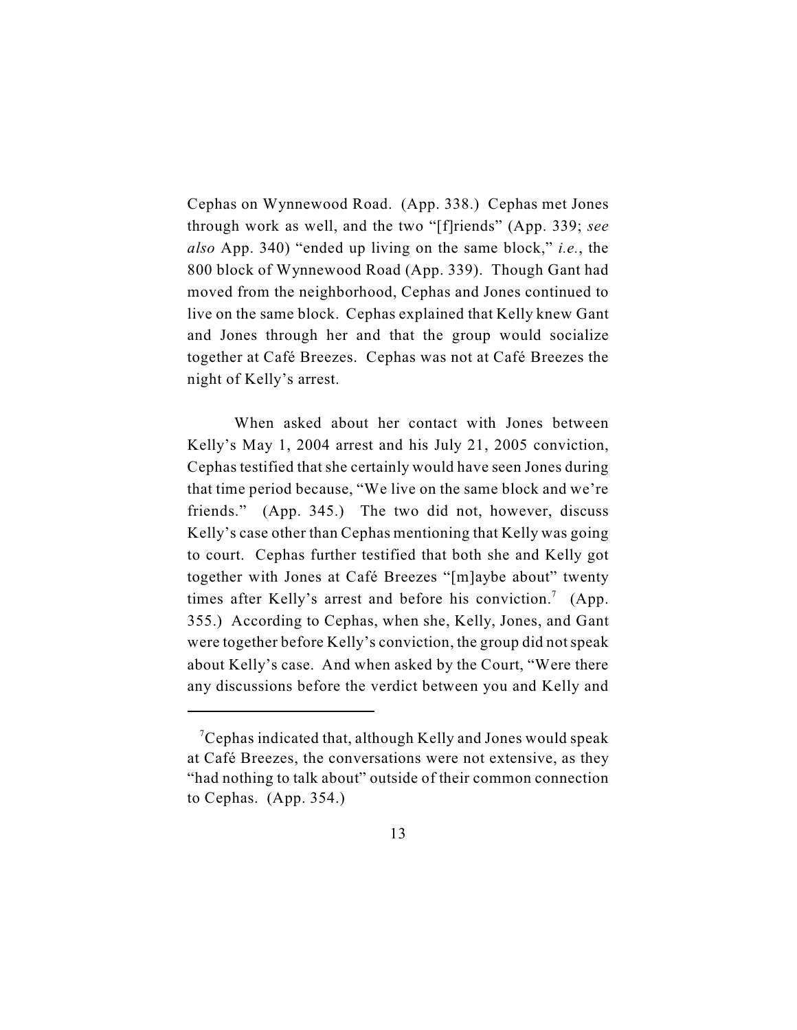Cephas on Wynnewood Road. (App. 338.) Cephas met Jones through work as well, and the two "[f]riends" (App. 339; *see also* App. 340) "ended up living on the same block," *i.e.*, the 800 block of Wynnewood Road (App. 339). Though Gant had moved from the neighborhood, Cephas and Jones continued to live on the same block. Cephas explained that Kelly knew Gant and Jones through her and that the group would socialize together at Café Breezes. Cephas was not at Café Breezes the night of Kelly's arrest.

When asked about her contact with Jones between Kelly's May 1, 2004 arrest and his July 21, 2005 conviction, Cephas testified that she certainly would have seen Jones during that time period because, "We live on the same block and we're friends." (App. 345.) The two did not, however, discuss Kelly's case other than Cephas mentioning that Kelly was going to court. Cephas further testified that both she and Kelly got together with Jones at Café Breezes "[m]aybe about" twenty times after Kelly's arrest and before his conviction.[7] (App. 355.) According to Cephas, when she, Kelly, Jones, and Gant were together before Kelly's conviction, the group did not speak about Kelly's case. And when asked by the Court, "Were there any discussions before the verdict between you and Kelly and

---

[7] Cephas indicated that, although Kelly and Jones would speak at Café Breezes, the conversations were not extensive, as they "had nothing to talk about" outside of their common connection to Cephas. (App. 354.)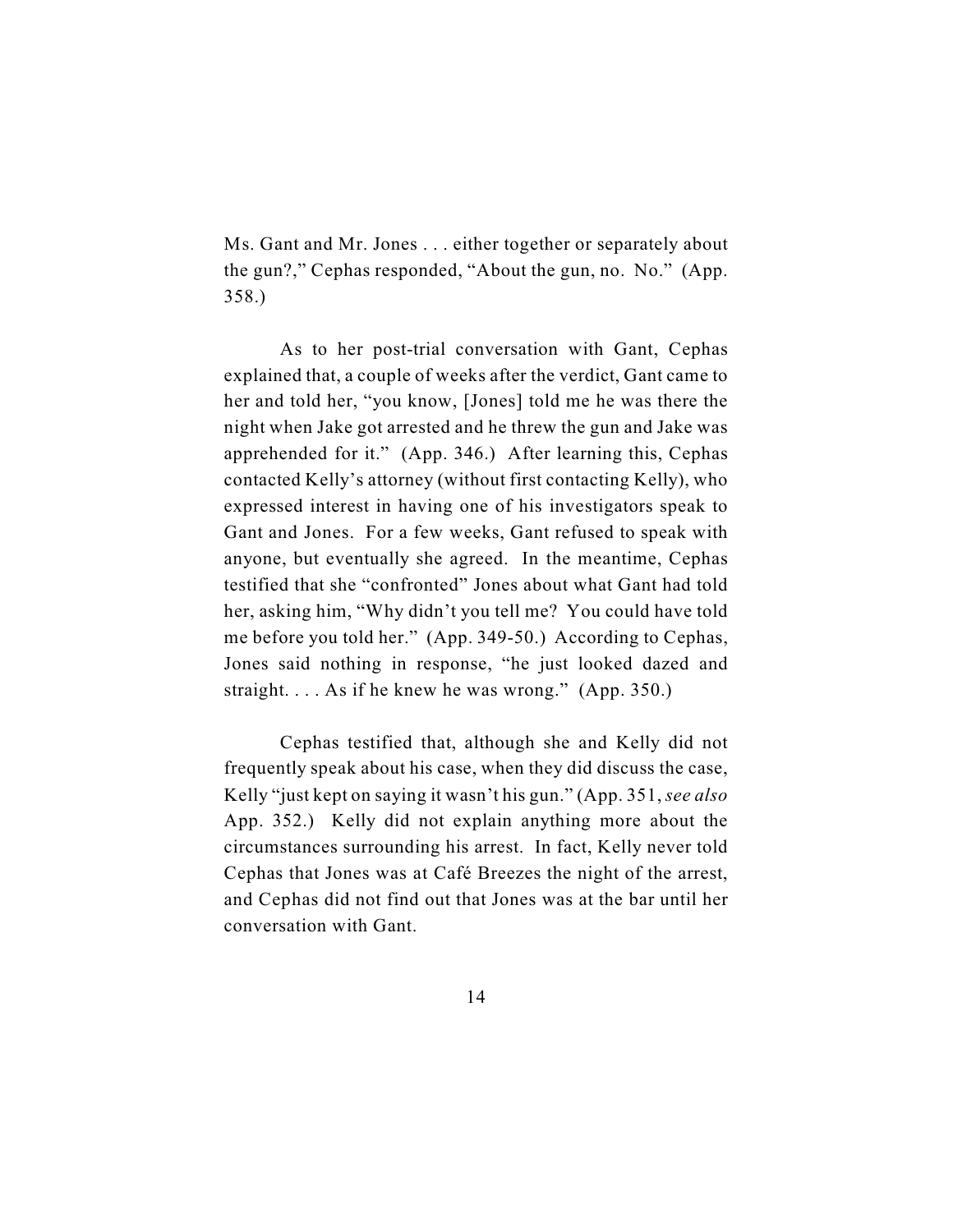Ms. Gant and Mr. Jones . . . either together or separately about the gun?," Cephas responded, "About the gun, no. No." (App. 358.)

As to her post-trial conversation with Gant, Cephas explained that, a couple of weeks after the verdict, Gant came to her and told her, "you know, [Jones] told me he was there the night when Jake got arrested and he threw the gun and Jake was apprehended for it." (App. 346.) After learning this, Cephas contacted Kelly's attorney (without first contacting Kelly), who expressed interest in having one of his investigators speak to Gant and Jones. For a few weeks, Gant refused to speak with anyone, but eventually she agreed. In the meantime, Cephas testified that she "confronted" Jones about what Gant had told her, asking him, "Why didn't you tell me? You could have told me before you told her." (App. 349-50.) According to Cephas, Jones said nothing in response, "he just looked dazed and straight. . . . As if he knew he was wrong." (App. 350.)

Cephas testified that, although she and Kelly did not frequently speak about his case, when they did discuss the case, Kelly "just kept on saying it wasn't his gun." (App. 351, *see also* App. 352.) Kelly did not explain anything more about the circumstances surrounding his arrest. In fact, Kelly never told Cephas that Jones was at Café Breezes the night of the arrest, and Cephas did not find out that Jones was at the bar until her conversation with Gant.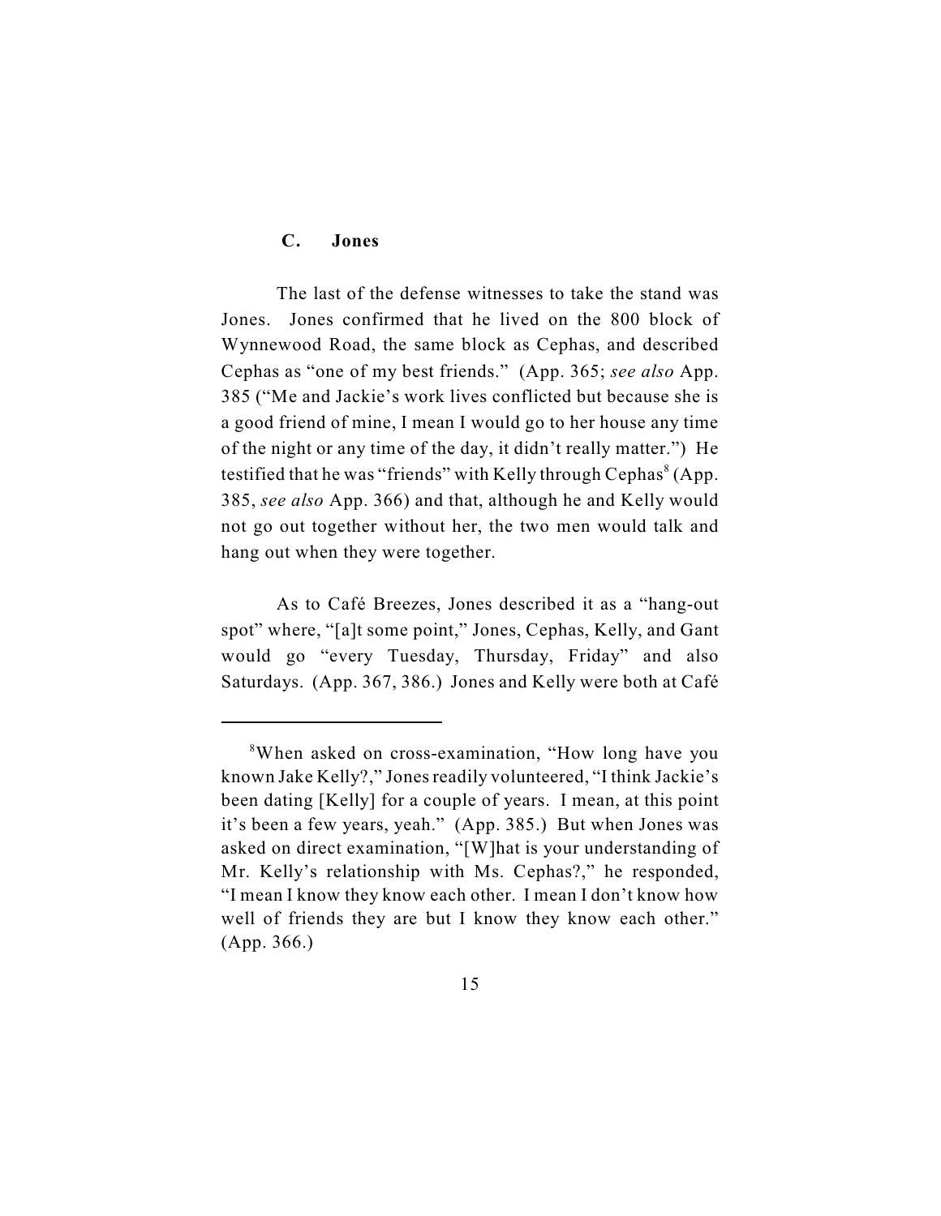### C. Jones

The last of the defense witnesses to take the stand was Jones. Jones confirmed that he lived on the 800 block of Wynnewood Road, the same block as Cephas, and described Cephas as "one of my best friends." (App. 365; *see also* App. 385 ("Me and Jackie's work lives conflicted but because she is a good friend of mine, I mean I would go to her house any time of the night or any time of the day, it didn't really matter.") He testified that he was "friends" with Kelly through Cephas[8] (App. 385, *see also* App. 366) and that, although he and Kelly would not go out together without her, the two men would talk and hang out when they were together.

As to Café Breezes, Jones described it as a "hang-out spot" where, "[a]t some point," Jones, Cephas, Kelly, and Gant would go "every Tuesday, Thursday, Friday" and also Saturdays. (App. 367, 386.) Jones and Kelly were both at Café

---

[8]When asked on cross-examination, "How long have you known Jake Kelly?," Jones readily volunteered, "I think Jackie's been dating [Kelly] for a couple of years. I mean, at this point it's been a few years, yeah." (App. 385.) But when Jones was asked on direct examination, "[W]hat is your understanding of Mr. Kelly's relationship with Ms. Cephas?," he responded, "I mean I know they know each other. I mean I don't know how well of friends they are but I know they know each other." (App. 366.)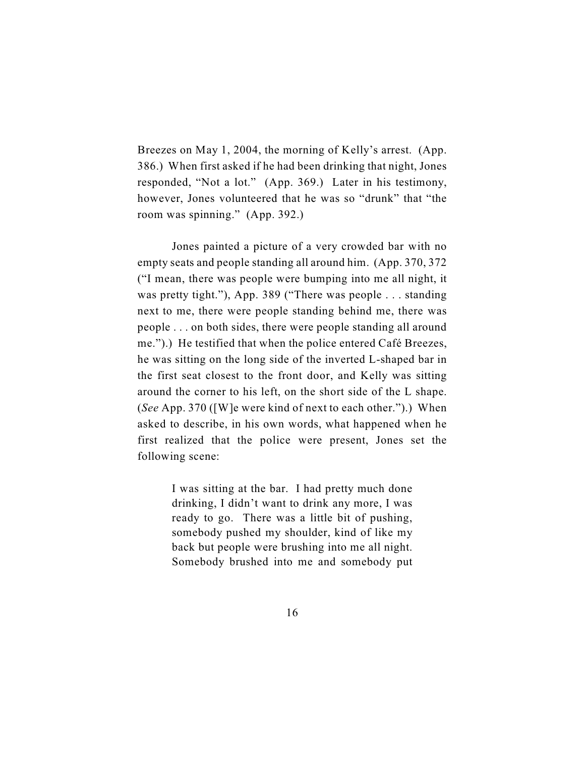Breezes on May 1, 2004, the morning of Kelly's arrest. (App. 386.) When first asked if he had been drinking that night, Jones responded, "Not a lot." (App. 369.) Later in his testimony, however, Jones volunteered that he was so "drunk" that "the room was spinning." (App. 392.)

Jones painted a picture of a very crowded bar with no empty seats and people standing all around him. (App. 370, 372 ("I mean, there was people were bumping into me all night, it was pretty tight."), App. 389 ("There was people . . . standing next to me, there were people standing behind me, there was people . . . on both sides, there were people standing all around me.").) He testified that when the police entered Café Breezes, he was sitting on the long side of the inverted L-shaped bar in the first seat closest to the front door, and Kelly was sitting around the corner to his left, on the short side of the L shape. (*See* App. 370 ([W]e were kind of next to each other.").) When asked to describe, in his own words, what happened when he first realized that the police were present, Jones set the following scene:

> I was sitting at the bar. I had pretty much done drinking, I didn't want to drink any more, I was ready to go. There was a little bit of pushing, somebody pushed my shoulder, kind of like my back but people were brushing into me all night. Somebody brushed into me and somebody put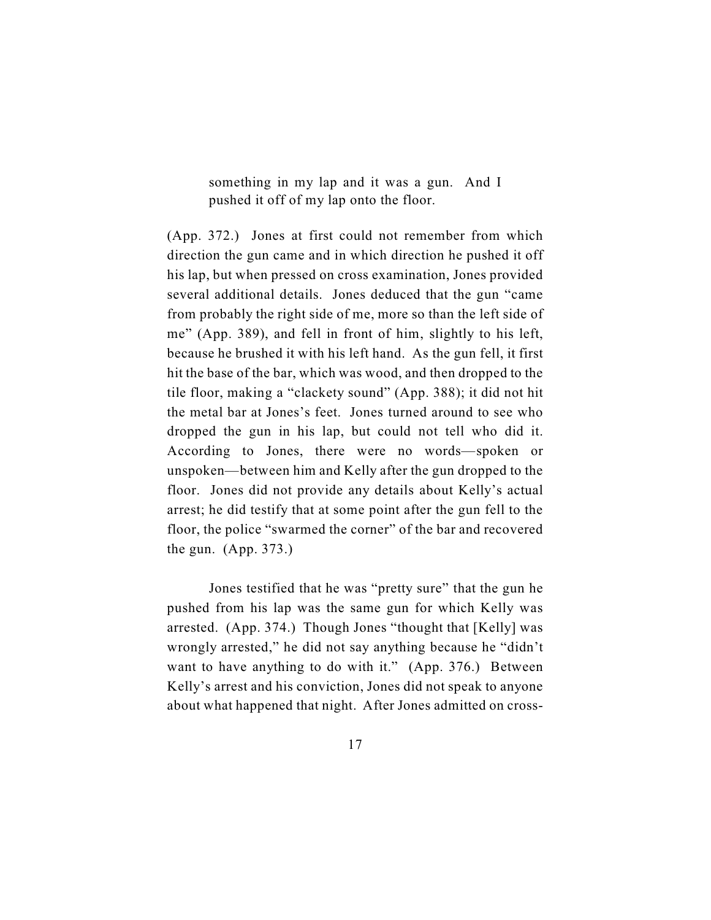> something in my lap and it was a gun. And I pushed it off of my lap onto the floor.

(App. 372.) Jones at first could not remember from which direction the gun came and in which direction he pushed it off his lap, but when pressed on cross examination, Jones provided several additional details. Jones deduced that the gun "came from probably the right side of me, more so than the left side of me" (App. 389), and fell in front of him, slightly to his left, because he brushed it with his left hand. As the gun fell, it first hit the base of the bar, which was wood, and then dropped to the tile floor, making a "clackety sound" (App. 388); it did not hit the metal bar at Jones's feet. Jones turned around to see who dropped the gun in his lap, but could not tell who did it. According to Jones, there were no words—spoken or unspoken—between him and Kelly after the gun dropped to the floor. Jones did not provide any details about Kelly's actual arrest; he did testify that at some point after the gun fell to the floor, the police "swarmed the corner" of the bar and recovered the gun. (App. 373.)

Jones testified that he was "pretty sure" that the gun he pushed from his lap was the same gun for which Kelly was arrested. (App. 374.) Though Jones "thought that [Kelly] was wrongly arrested," he did not say anything because he "didn't want to have anything to do with it." (App. 376.) Between Kelly's arrest and his conviction, Jones did not speak to anyone about what happened that night. After Jones admitted on cross-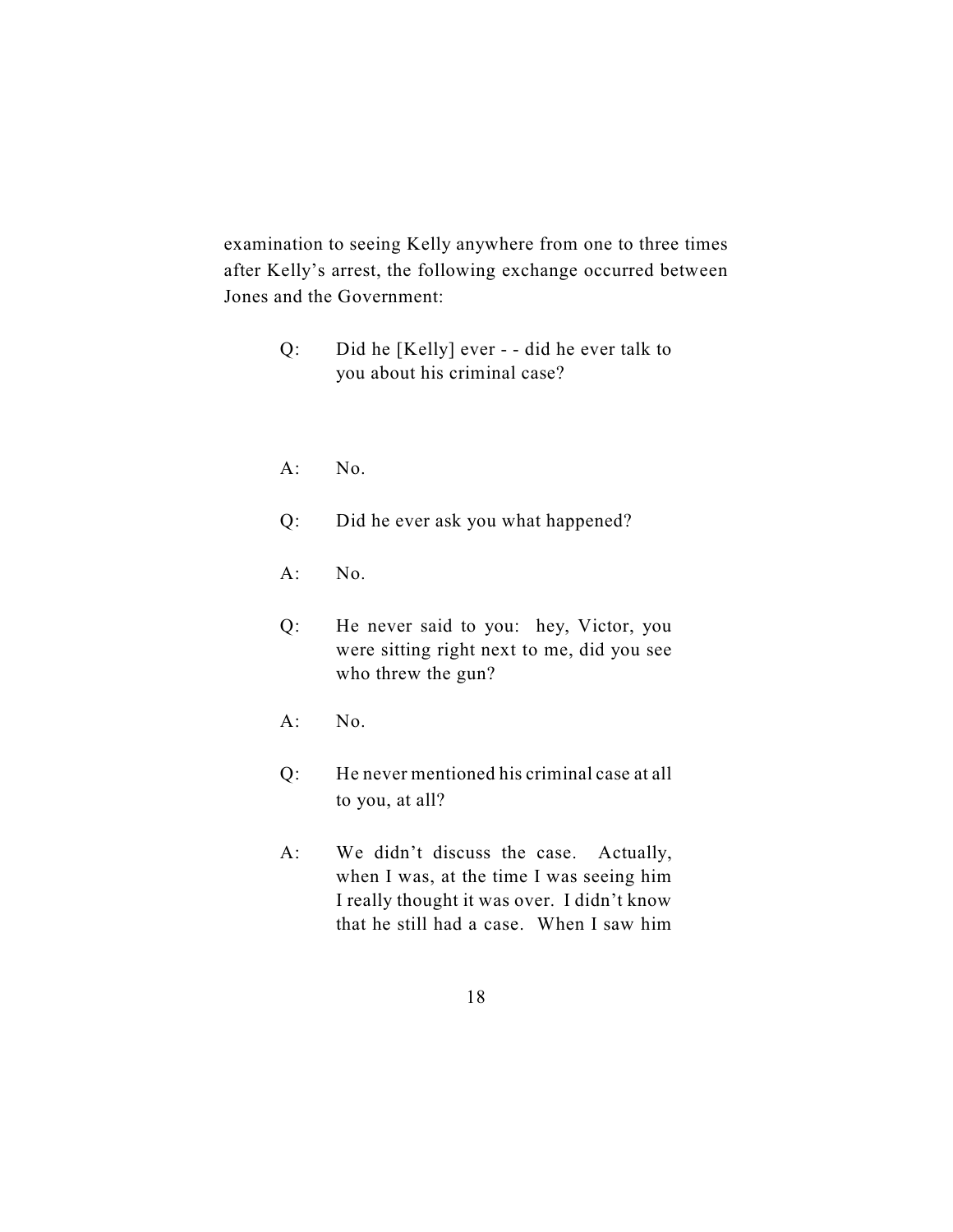examination to seeing Kelly anywhere from one to three times after Kelly's arrest, the following exchange occurred between Jones and the Government:

> Q: Did he [Kelly] ever - - did he ever talk to you about his criminal case?
>
> A: No.
>
> Q: Did he ever ask you what happened?
>
> A: No.
>
> Q: He never said to you: hey, Victor, you were sitting right next to me, did you see who threw the gun?
>
> A: No.
>
> Q: He never mentioned his criminal case at all to you, at all?
>
> A: We didn't discuss the case. Actually, when I was, at the time I was seeing him I really thought it was over. I didn't know that he still had a case. When I saw him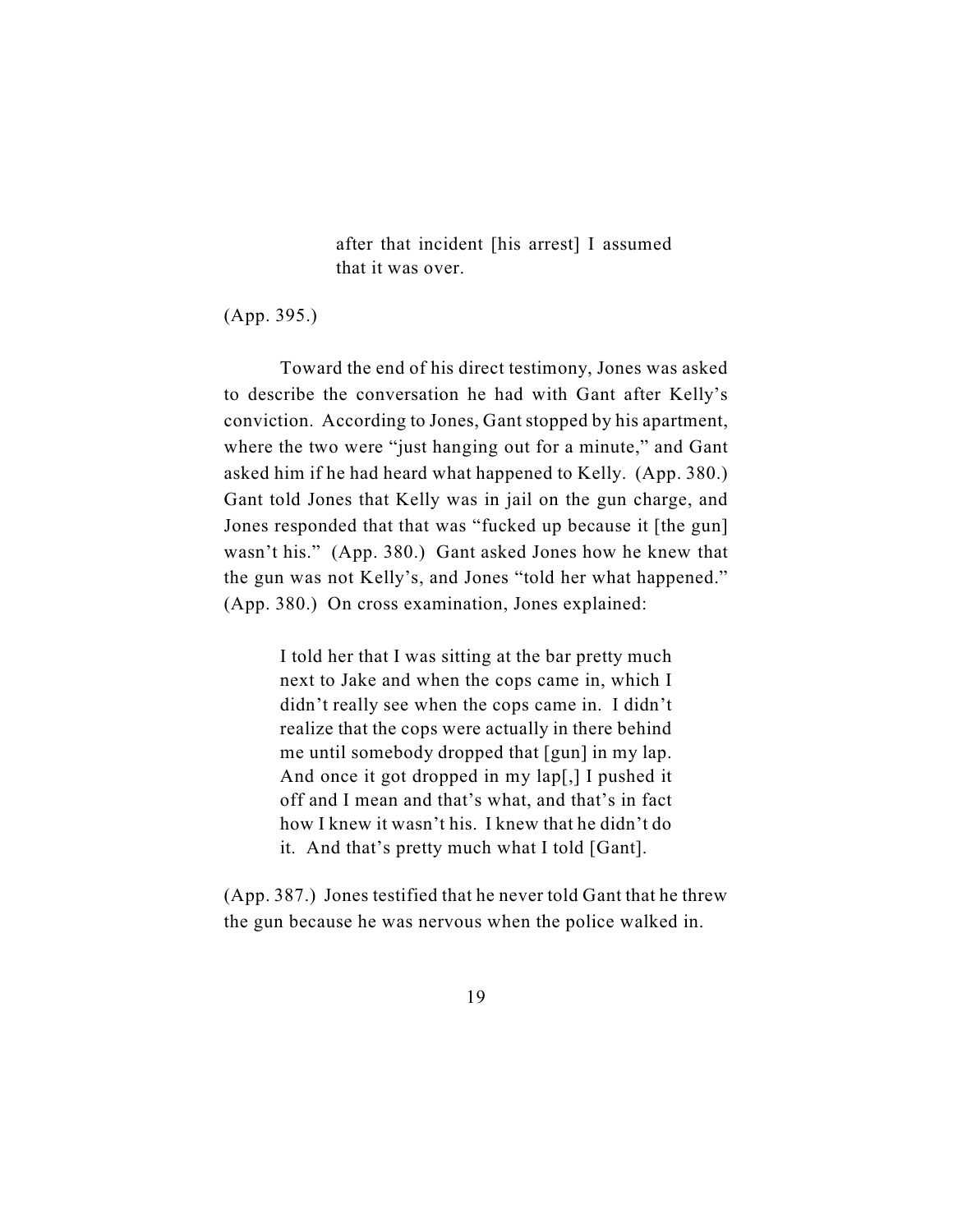> after that incident [his arrest] I assumed that it was over.

(App. 395.)

Toward the end of his direct testimony, Jones was asked to describe the conversation he had with Gant after Kelly's conviction. According to Jones, Gant stopped by his apartment, where the two were "just hanging out for a minute," and Gant asked him if he had heard what happened to Kelly. (App. 380.) Gant told Jones that Kelly was in jail on the gun charge, and Jones responded that that was "fucked up because it [the gun] wasn't his." (App. 380.) Gant asked Jones how he knew that the gun was not Kelly's, and Jones "told her what happened." (App. 380.) On cross examination, Jones explained:

> I told her that I was sitting at the bar pretty much next to Jake and when the cops came in, which I didn't really see when the cops came in. I didn't realize that the cops were actually in there behind me until somebody dropped that [gun] in my lap. And once it got dropped in my lap[,] I pushed it off and I mean and that's what, and that's in fact how I knew it wasn't his. I knew that he didn't do it. And that's pretty much what I told [Gant].

(App. 387.) Jones testified that he never told Gant that he threw the gun because he was nervous when the police walked in.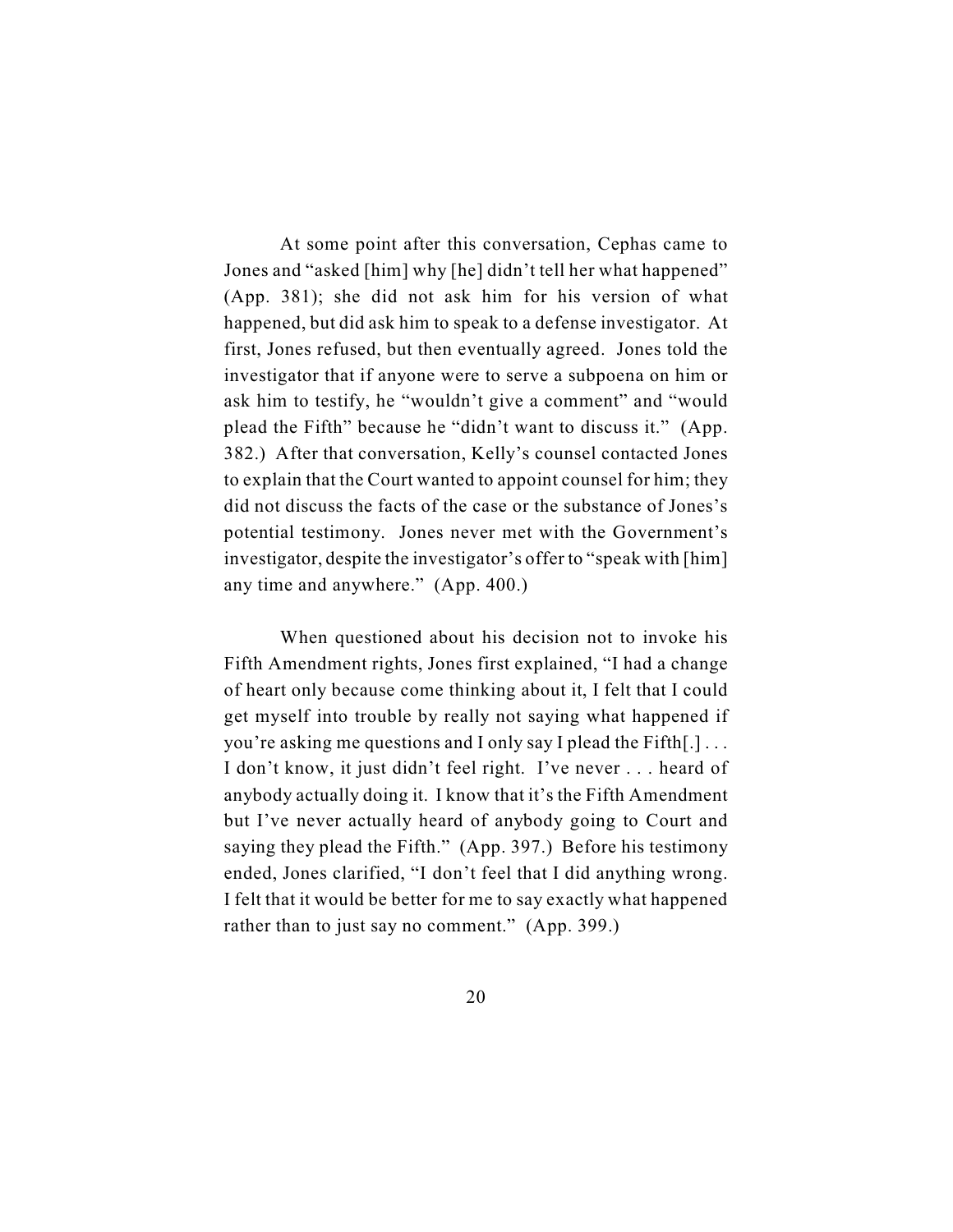At some point after this conversation, Cephas came to Jones and "asked [him] why [he] didn't tell her what happened" (App. 381); she did not ask him for his version of what happened, but did ask him to speak to a defense investigator. At first, Jones refused, but then eventually agreed. Jones told the investigator that if anyone were to serve a subpoena on him or ask him to testify, he "wouldn't give a comment" and "would plead the Fifth" because he "didn't want to discuss it." (App. 382.) After that conversation, Kelly's counsel contacted Jones to explain that the Court wanted to appoint counsel for him; they did not discuss the facts of the case or the substance of Jones's potential testimony. Jones never met with the Government's investigator, despite the investigator's offer to "speak with [him] any time and anywhere." (App. 400.)

When questioned about his decision not to invoke his Fifth Amendment rights, Jones first explained, "I had a change of heart only because come thinking about it, I felt that I could get myself into trouble by really not saying what happened if you're asking me questions and I only say I plead the Fifth[.] . . . I don't know, it just didn't feel right. I've never . . . heard of anybody actually doing it. I know that it's the Fifth Amendment but I've never actually heard of anybody going to Court and saying they plead the Fifth." (App. 397.) Before his testimony ended, Jones clarified, "I don't feel that I did anything wrong. I felt that it would be better for me to say exactly what happened rather than to just say no comment." (App. 399.)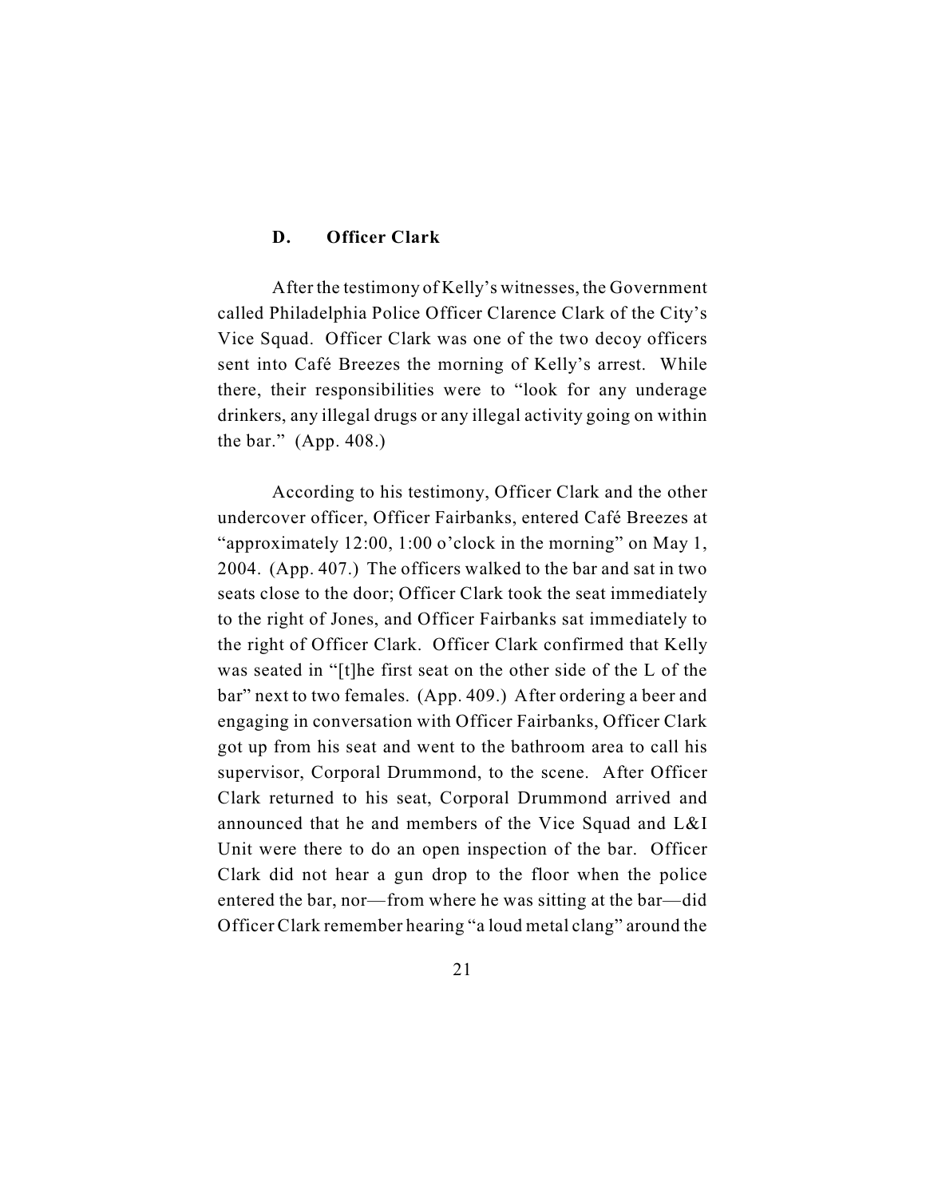### D. Officer Clark

After the testimony of Kelly's witnesses, the Government called Philadelphia Police Officer Clarence Clark of the City's Vice Squad. Officer Clark was one of the two decoy officers sent into Café Breezes the morning of Kelly's arrest. While there, their responsibilities were to "look for any underage drinkers, any illegal drugs or any illegal activity going on within the bar." (App. 408.)

According to his testimony, Officer Clark and the other undercover officer, Officer Fairbanks, entered Café Breezes at "approximately 12:00, 1:00 o'clock in the morning" on May 1, 2004. (App. 407.) The officers walked to the bar and sat in two seats close to the door; Officer Clark took the seat immediately to the right of Jones, and Officer Fairbanks sat immediately to the right of Officer Clark. Officer Clark confirmed that Kelly was seated in "[t]he first seat on the other side of the L of the bar" next to two females. (App. 409.) After ordering a beer and engaging in conversation with Officer Fairbanks, Officer Clark got up from his seat and went to the bathroom area to call his supervisor, Corporal Drummond, to the scene. After Officer Clark returned to his seat, Corporal Drummond arrived and announced that he and members of the Vice Squad and L&I Unit were there to do an open inspection of the bar. Officer Clark did not hear a gun drop to the floor when the police entered the bar, nor—from where he was sitting at the bar—did Officer Clark remember hearing "a loud metal clang" around the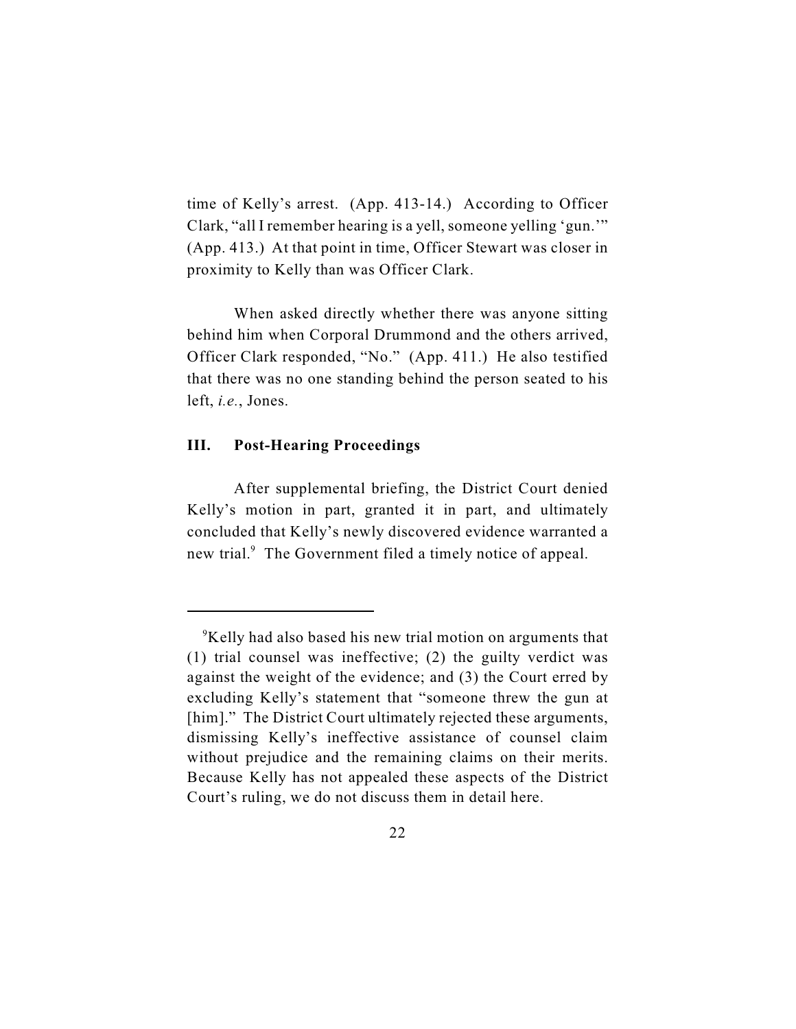time of Kelly's arrest. (App. 413-14.) According to Officer Clark, "all I remember hearing is a yell, someone yelling 'gun.'" (App. 413.) At that point in time, Officer Stewart was closer in proximity to Kelly than was Officer Clark.

When asked directly whether there was anyone sitting behind him when Corporal Drummond and the others arrived, Officer Clark responded, "No." (App. 411.) He also testified that there was no one standing behind the person seated to his left, *i.e.*, Jones.

## III. Post-Hearing Proceedings

After supplemental briefing, the District Court denied Kelly's motion in part, granted it in part, and ultimately concluded that Kelly's newly discovered evidence warranted a new trial.[9] The Government filed a timely notice of appeal.

---

[9]Kelly had also based his new trial motion on arguments that (1) trial counsel was ineffective; (2) the guilty verdict was against the weight of the evidence; and (3) the Court erred by excluding Kelly's statement that "someone threw the gun at [him]." The District Court ultimately rejected these arguments, dismissing Kelly's ineffective assistance of counsel claim without prejudice and the remaining claims on their merits. Because Kelly has not appealed these aspects of the District Court's ruling, we do not discuss them in detail here.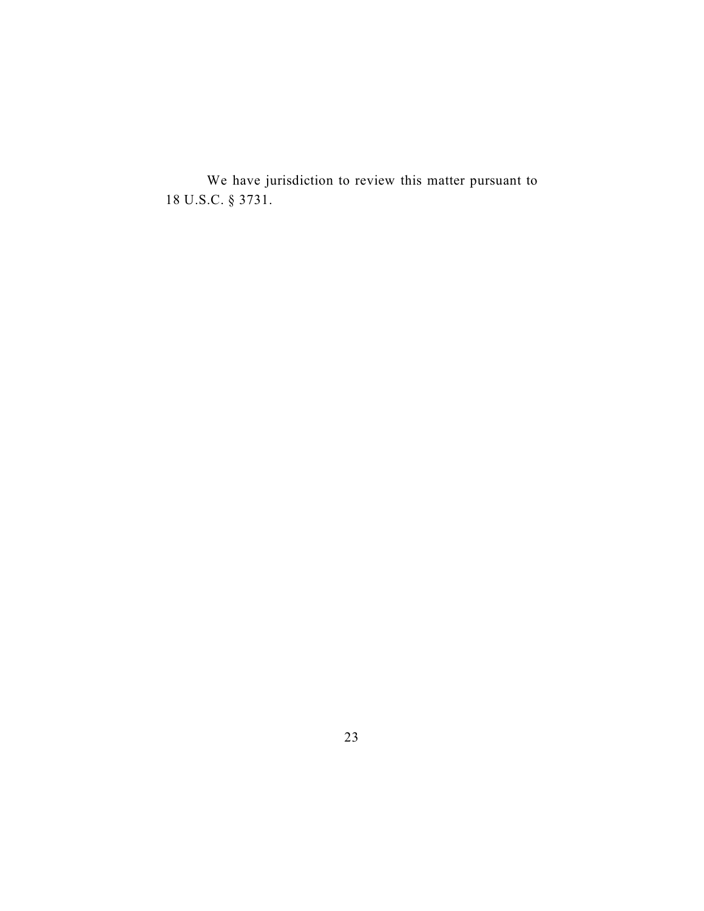We have jurisdiction to review this matter pursuant to 18 U.S.C. § 3731.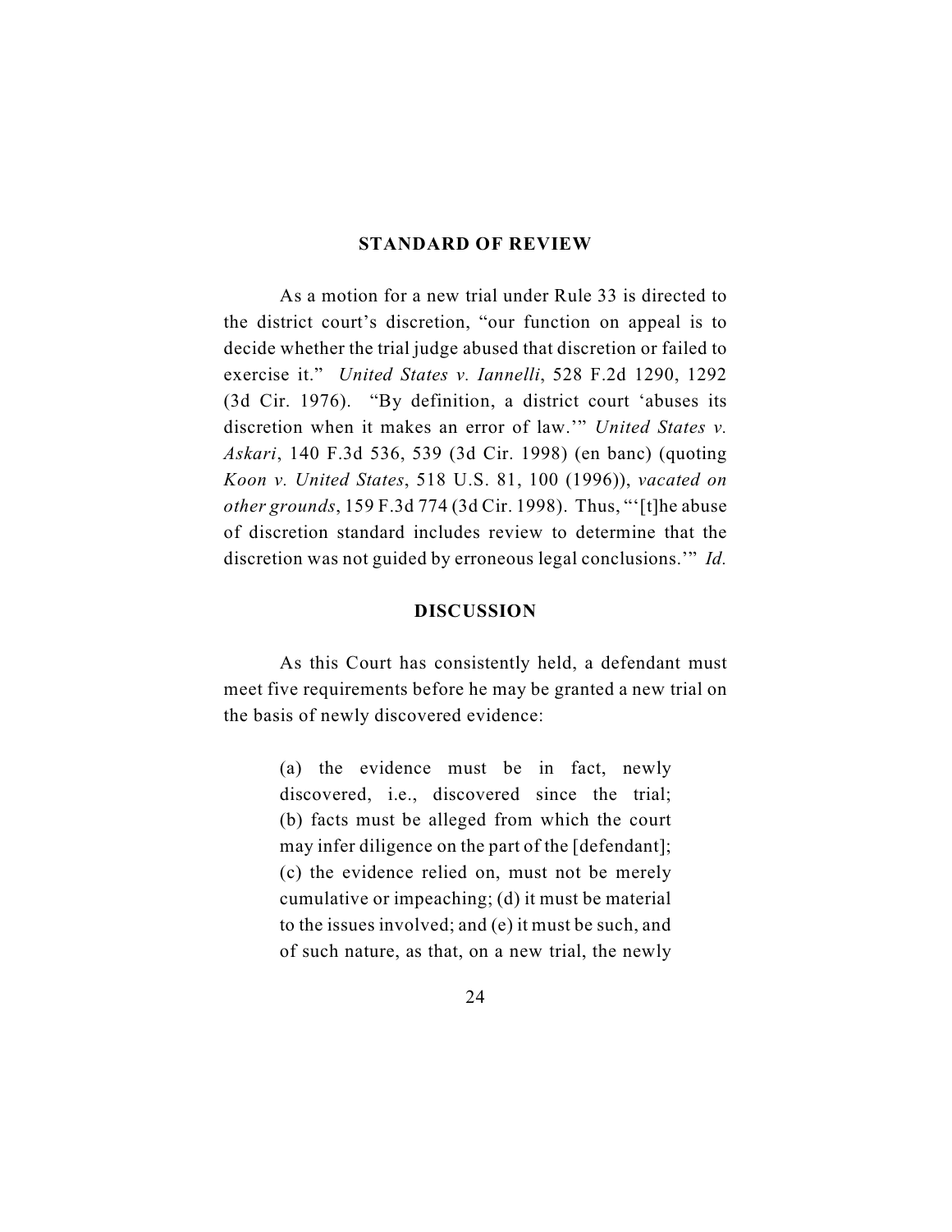## STANDARD OF REVIEW

As a motion for a new trial under Rule 33 is directed to the district court's discretion, "our function on appeal is to decide whether the trial judge abused that discretion or failed to exercise it." *United States v. Iannelli*, 528 F.2d 1290, 1292 (3d Cir. 1976). "By definition, a district court 'abuses its discretion when it makes an error of law.'" *United States v. Askari*, 140 F.3d 536, 539 (3d Cir. 1998) (en banc) (quoting *Koon v. United States*, 518 U.S. 81, 100 (1996)), *vacated on other grounds*, 159 F.3d 774 (3d Cir. 1998). Thus, "'[t]he abuse of discretion standard includes review to determine that the discretion was not guided by erroneous legal conclusions.'" *Id.*

## DISCUSSION

As this Court has consistently held, a defendant must meet five requirements before he may be granted a new trial on the basis of newly discovered evidence:

> (a) the evidence must be in fact, newly discovered, i.e., discovered since the trial; (b) facts must be alleged from which the court may infer diligence on the part of the [defendant]; (c) the evidence relied on, must not be merely cumulative or impeaching; (d) it must be material to the issues involved; and (e) it must be such, and of such nature, as that, on a new trial, the newly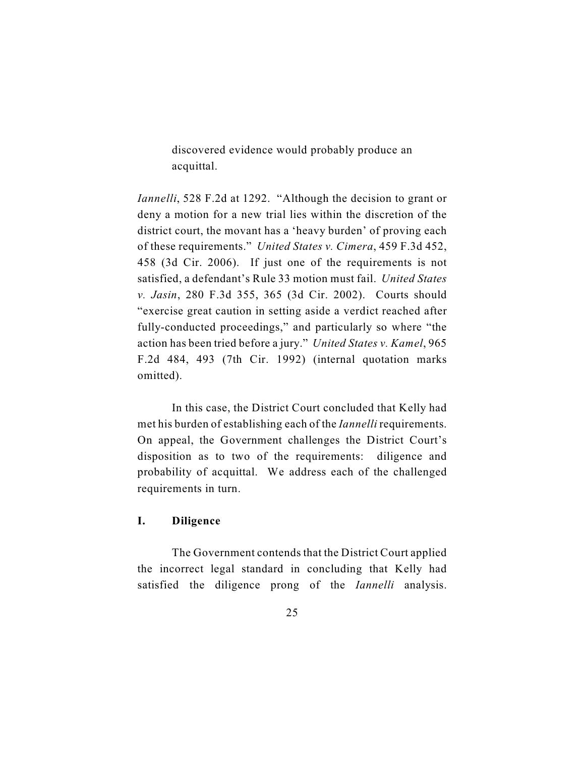discovered evidence would probably produce an acquittal.

*Iannelli*, 528 F.2d at 1292. "Although the decision to grant or deny a motion for a new trial lies within the discretion of the district court, the movant has a 'heavy burden' of proving each of these requirements." *United States v. Cimera*, 459 F.3d 452, 458 (3d Cir. 2006). If just one of the requirements is not satisfied, a defendant's Rule 33 motion must fail. *United States v. Jasin*, 280 F.3d 355, 365 (3d Cir. 2002). Courts should "exercise great caution in setting aside a verdict reached after fully-conducted proceedings," and particularly so where "the action has been tried before a jury." *United States v. Kamel*, 965 F.2d 484, 493 (7th Cir. 1992) (internal quotation marks omitted).

In this case, the District Court concluded that Kelly had met his burden of establishing each of the *Iannelli* requirements. On appeal, the Government challenges the District Court's disposition as to two of the requirements: diligence and probability of acquittal. We address each of the challenged requirements in turn.

## I. Diligence

The Government contends that the District Court applied the incorrect legal standard in concluding that Kelly had satisfied the diligence prong of the *Iannelli* analysis.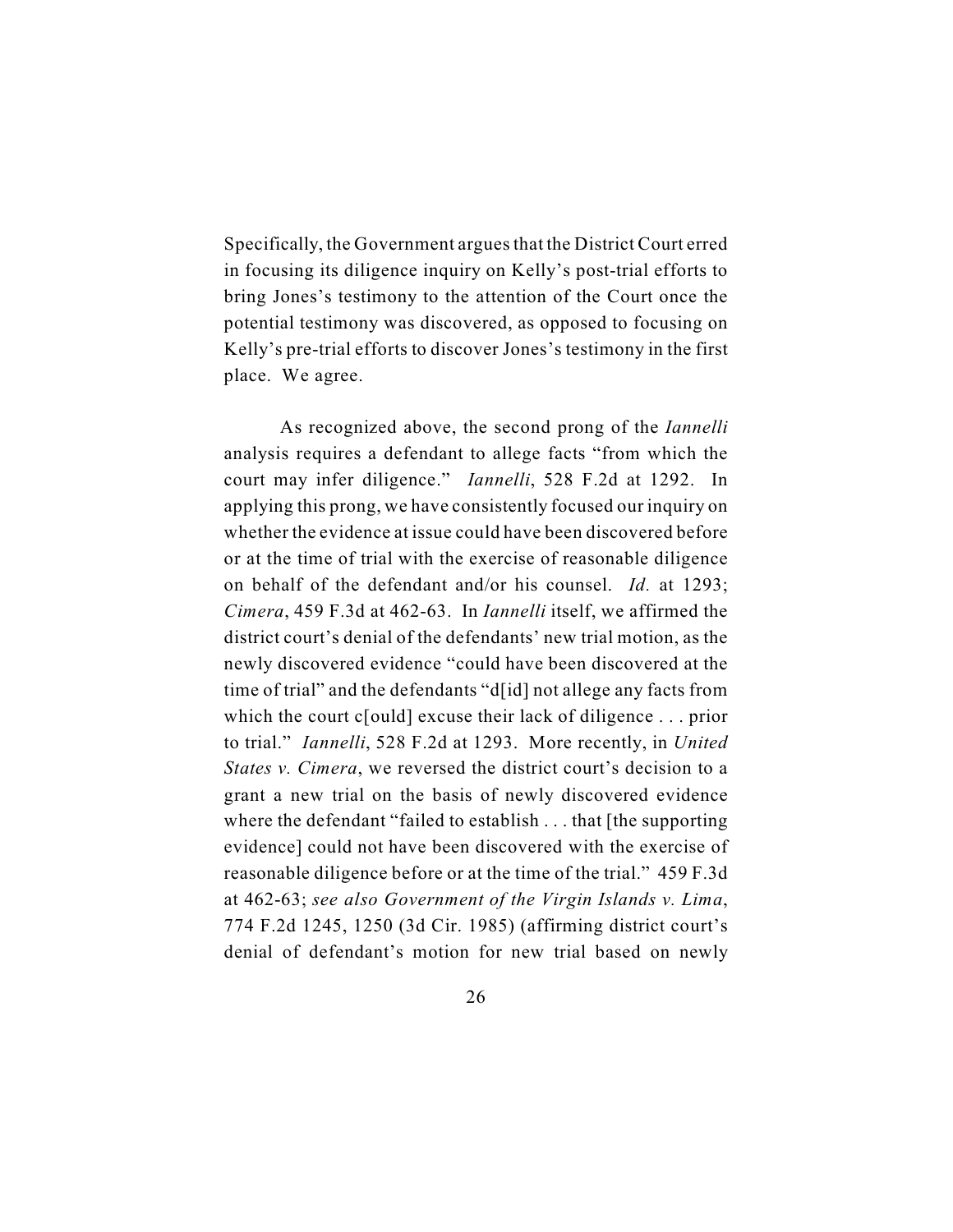Specifically, the Government argues that the District Court erred in focusing its diligence inquiry on Kelly's post-trial efforts to bring Jones's testimony to the attention of the Court once the potential testimony was discovered, as opposed to focusing on Kelly's pre-trial efforts to discover Jones's testimony in the first place. We agree.

As recognized above, the second prong of the *Iannelli* analysis requires a defendant to allege facts "from which the court may infer diligence." *Iannelli*, 528 F.2d at 1292. In applying this prong, we have consistently focused our inquiry on whether the evidence at issue could have been discovered before or at the time of trial with the exercise of reasonable diligence on behalf of the defendant and/or his counsel. *Id.* at 1293; *Cimera*, 459 F.3d at 462-63. In *Iannelli* itself, we affirmed the district court's denial of the defendants' new trial motion, as the newly discovered evidence "could have been discovered at the time of trial" and the defendants "d[id] not allege any facts from which the court c[ould] excuse their lack of diligence . . . prior to trial." *Iannelli*, 528 F.2d at 1293. More recently, in *United States v. Cimera*, we reversed the district court's decision to a grant a new trial on the basis of newly discovered evidence where the defendant "failed to establish . . . that [the supporting evidence] could not have been discovered with the exercise of reasonable diligence before or at the time of the trial." 459 F.3d at 462-63; *see also Government of the Virgin Islands v. Lima*, 774 F.2d 1245, 1250 (3d Cir. 1985) (affirming district court's denial of defendant's motion for new trial based on newly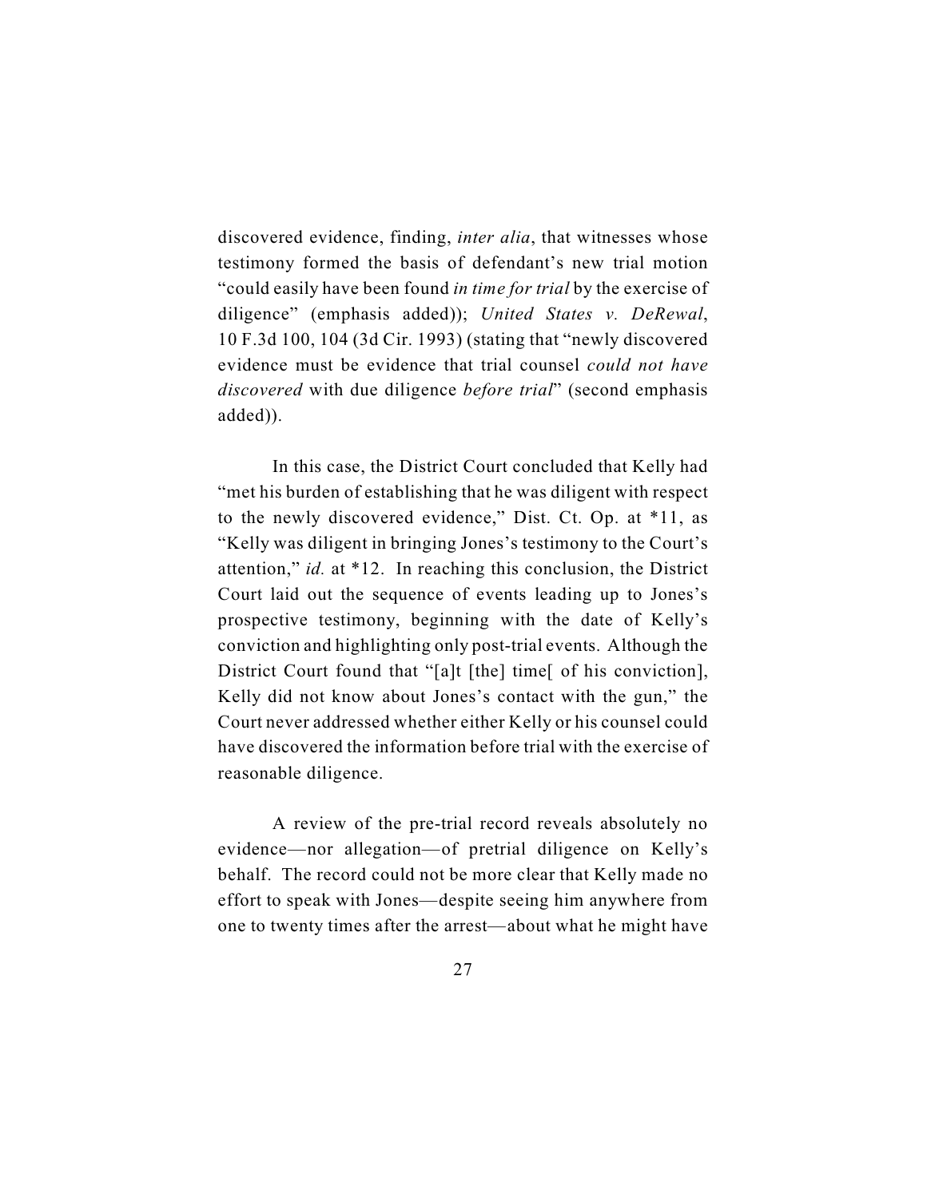discovered evidence, finding, *inter alia*, that witnesses whose testimony formed the basis of defendant's new trial motion "could easily have been found *in time for trial* by the exercise of diligence" (emphasis added)); *United States v. DeRewal*, 10 F.3d 100, 104 (3d Cir. 1993) (stating that "newly discovered evidence must be evidence that trial counsel *could not have discovered* with due diligence *before trial*" (second emphasis added)).

In this case, the District Court concluded that Kelly had "met his burden of establishing that he was diligent with respect to the newly discovered evidence," Dist. Ct. Op. at *11, as "Kelly was diligent in bringing Jones's testimony to the Court's attention," *id.* at *12. In reaching this conclusion, the District Court laid out the sequence of events leading up to Jones's prospective testimony, beginning with the date of Kelly's conviction and highlighting only post-trial events. Although the District Court found that "[a]t [the] time[ of his conviction], Kelly did not know about Jones's contact with the gun," the Court never addressed whether either Kelly or his counsel could have discovered the information before trial with the exercise of reasonable diligence.

A review of the pre-trial record reveals absolutely no evidence—nor allegation—of pretrial diligence on Kelly's behalf. The record could not be more clear that Kelly made no effort to speak with Jones—despite seeing him anywhere from one to twenty times after the arrest—about what he might have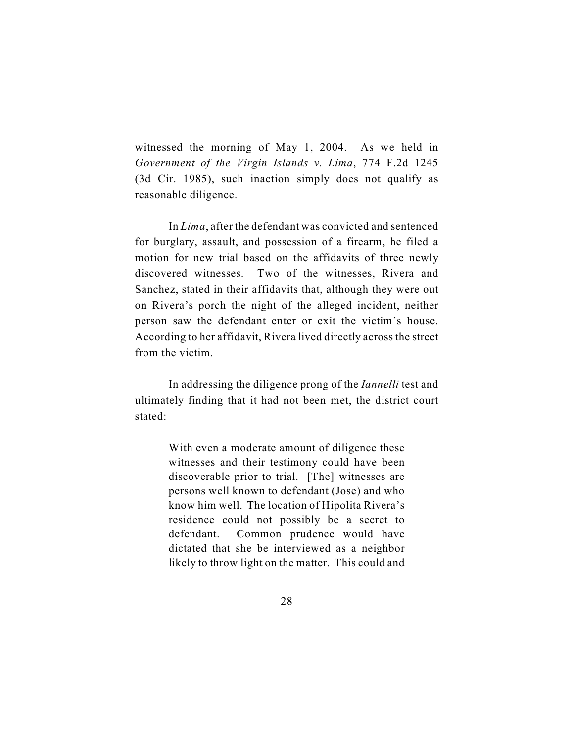witnessed the morning of May 1, 2004. As we held in *Government of the Virgin Islands v. Lima*, 774 F.2d 1245 (3d Cir. 1985), such inaction simply does not qualify as reasonable diligence.

In *Lima*, after the defendant was convicted and sentenced for burglary, assault, and possession of a firearm, he filed a motion for new trial based on the affidavits of three newly discovered witnesses. Two of the witnesses, Rivera and Sanchez, stated in their affidavits that, although they were out on Rivera's porch the night of the alleged incident, neither person saw the defendant enter or exit the victim's house. According to her affidavit, Rivera lived directly across the street from the victim.

In addressing the diligence prong of the *Iannelli* test and ultimately finding that it had not been met, the district court stated:

> With even a moderate amount of diligence these witnesses and their testimony could have been discoverable prior to trial. [The] witnesses are persons well known to defendant (Jose) and who know him well. The location of Hipolita Rivera's residence could not possibly be a secret to defendant. Common prudence would have dictated that she be interviewed as a neighbor likely to throw light on the matter. This could and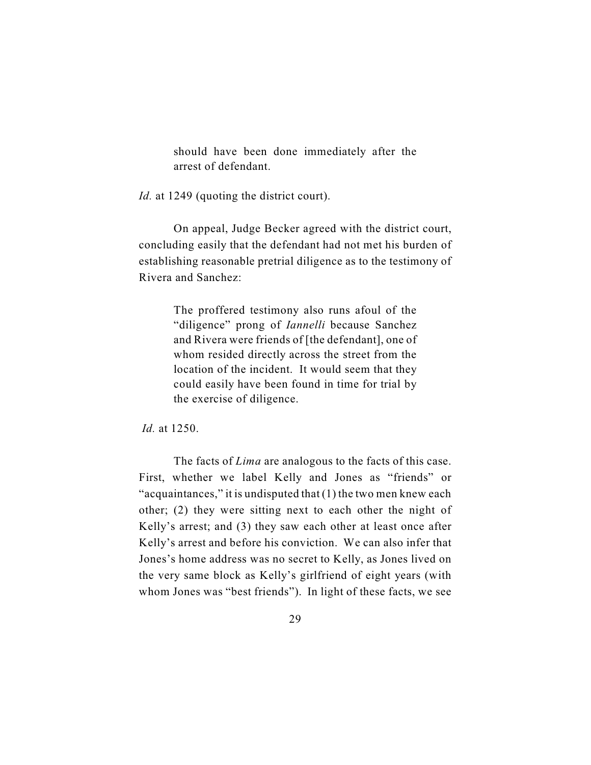> should have been done immediately after the arrest of defendant.

*Id.* at 1249 (quoting the district court).

On appeal, Judge Becker agreed with the district court, concluding easily that the defendant had not met his burden of establishing reasonable pretrial diligence as to the testimony of Rivera and Sanchez:

> The proffered testimony also runs afoul of the "diligence" prong of *Iannelli* because Sanchez and Rivera were friends of [the defendant], one of whom resided directly across the street from the location of the incident. It would seem that they could easily have been found in time for trial by the exercise of diligence.

*Id.* at 1250.

The facts of *Lima* are analogous to the facts of this case. First, whether we label Kelly and Jones as "friends" or "acquaintances," it is undisputed that (1) the two men knew each other; (2) they were sitting next to each other the night of Kelly's arrest; and (3) they saw each other at least once after Kelly's arrest and before his conviction. We can also infer that Jones's home address was no secret to Kelly, as Jones lived on the very same block as Kelly's girlfriend of eight years (with whom Jones was "best friends"). In light of these facts, we see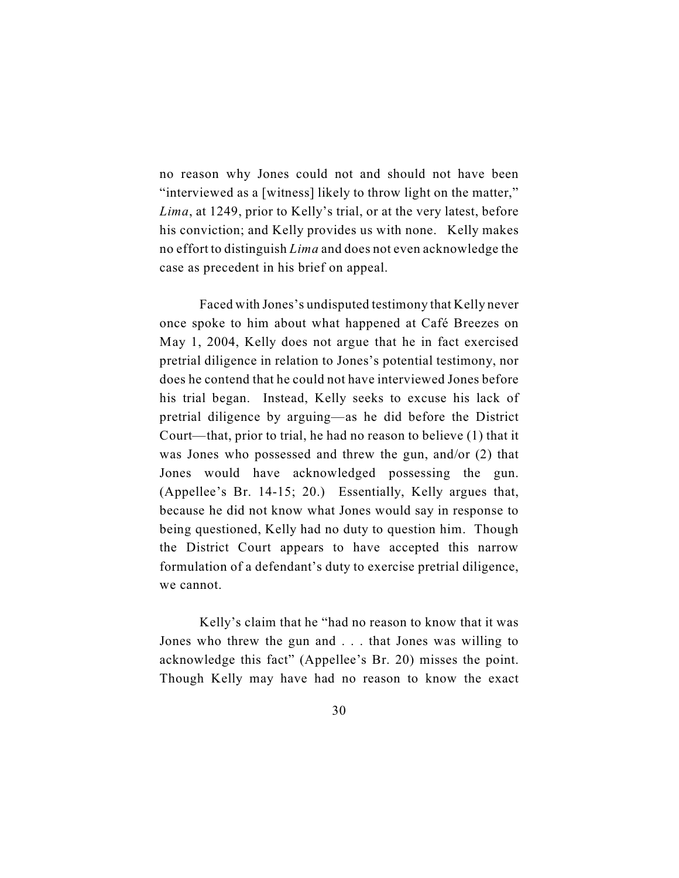no reason why Jones could not and should not have been "interviewed as a [witness] likely to throw light on the matter," *Lima*, at 1249, prior to Kelly's trial, or at the very latest, before his conviction; and Kelly provides us with none. Kelly makes no effort to distinguish *Lima* and does not even acknowledge the case as precedent in his brief on appeal.

Faced with Jones's undisputed testimony that Kelly never once spoke to him about what happened at Café Breezes on May 1, 2004, Kelly does not argue that he in fact exercised pretrial diligence in relation to Jones's potential testimony, nor does he contend that he could not have interviewed Jones before his trial began. Instead, Kelly seeks to excuse his lack of pretrial diligence by arguing—as he did before the District Court—that, prior to trial, he had no reason to believe (1) that it was Jones who possessed and threw the gun, and/or (2) that Jones would have acknowledged possessing the gun. (Appellee's Br. 14-15; 20.) Essentially, Kelly argues that, because he did not know what Jones would say in response to being questioned, Kelly had no duty to question him. Though the District Court appears to have accepted this narrow formulation of a defendant's duty to exercise pretrial diligence, we cannot.

Kelly's claim that he "had no reason to know that it was Jones who threw the gun and . . . that Jones was willing to acknowledge this fact" (Appellee's Br. 20) misses the point. Though Kelly may have had no reason to know the exact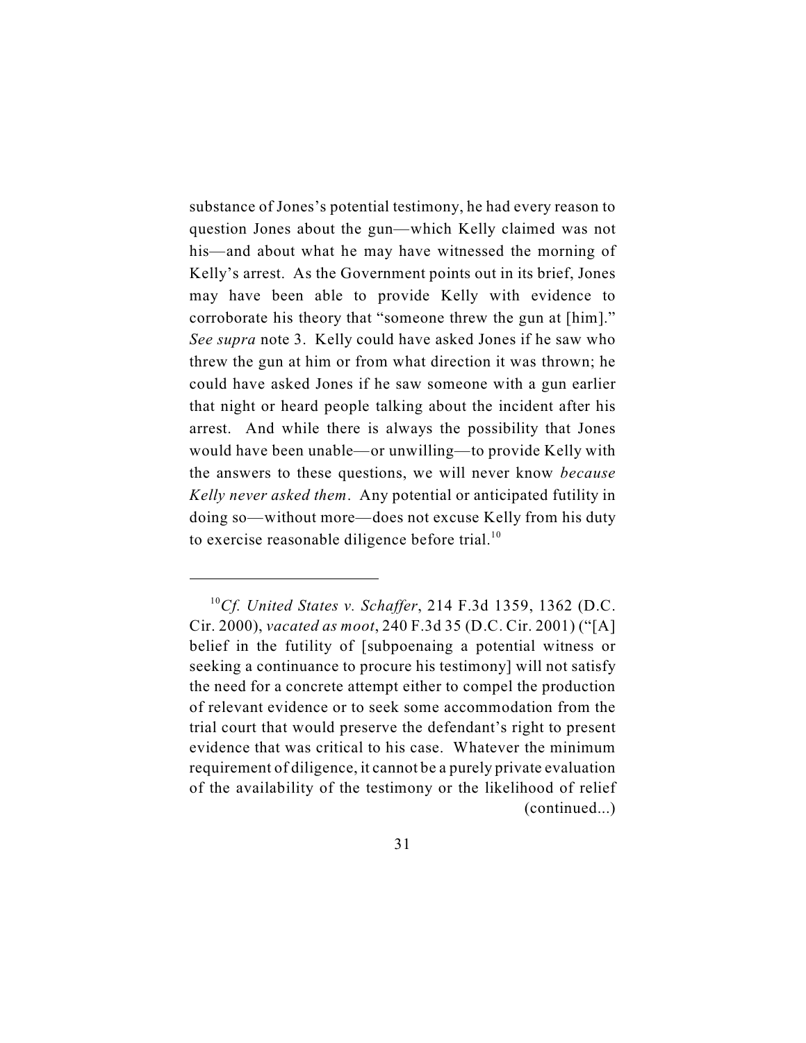substance of Jones's potential testimony, he had every reason to question Jones about the gun—which Kelly claimed was not his—and about what he may have witnessed the morning of Kelly's arrest. As the Government points out in its brief, Jones may have been able to provide Kelly with evidence to corroborate his theory that "someone threw the gun at [him]." *See supra* note 3. Kelly could have asked Jones if he saw who threw the gun at him or from what direction it was thrown; he could have asked Jones if he saw someone with a gun earlier that night or heard people talking about the incident after his arrest. And while there is always the possibility that Jones would have been unable—or unwilling—to provide Kelly with the answers to these questions, we will never know *because Kelly never asked them*. Any potential or anticipated futility in doing so—without more—does not excuse Kelly from his duty to exercise reasonable diligence before trial.[10]

---

[10] *Cf. United States v. Schaffer*, 214 F.3d 1359, 1362 (D.C. Cir. 2000), *vacated as moot*, 240 F.3d 35 (D.C. Cir. 2001) ("[A] belief in the futility of [subpoenaing a potential witness or seeking a continuance to procure his testimony] will not satisfy the need for a concrete attempt either to compel the production of relevant evidence or to seek some accommodation from the trial court that would preserve the defendant's right to present evidence that was critical to his case. Whatever the minimum requirement of diligence, it cannot be a purely private evaluation of the availability of the testimony or the likelihood of relief (continued...)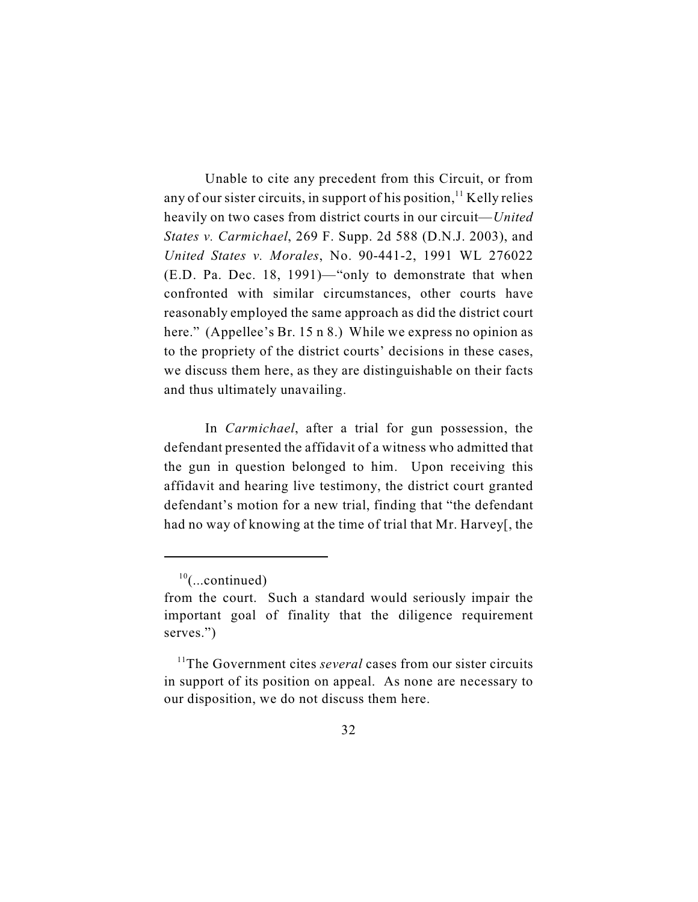Unable to cite any precedent from this Circuit, or from any of our sister circuits, in support of his position,[11] Kelly relies heavily on two cases from district courts in our circuit—*United States v. Carmichael*, 269 F. Supp. 2d 588 (D.N.J. 2003), and *United States v. Morales*, No. 90-441-2, 1991 WL 276022 (E.D. Pa. Dec. 18, 1991)—"only to demonstrate that when confronted with similar circumstances, other courts have reasonably employed the same approach as did the district court here." (Appellee's Br. 15 n 8.) While we express no opinion as to the propriety of the district courts' decisions in these cases, we discuss them here, as they are distinguishable on their facts and thus ultimately unavailing.

In *Carmichael*, after a trial for gun possession, the defendant presented the affidavit of a witness who admitted that the gun in question belonged to him. Upon receiving this affidavit and hearing live testimony, the district court granted defendant's motion for a new trial, finding that "the defendant had no way of knowing at the time of trial that Mr. Harvey[, the

---

[10](...continued)
from the court. Such a standard would seriously impair the important goal of finality that the diligence requirement serves.")

[11]The Government cites *several* cases from our sister circuits in support of its position on appeal. As none are necessary to our disposition, we do not discuss them here.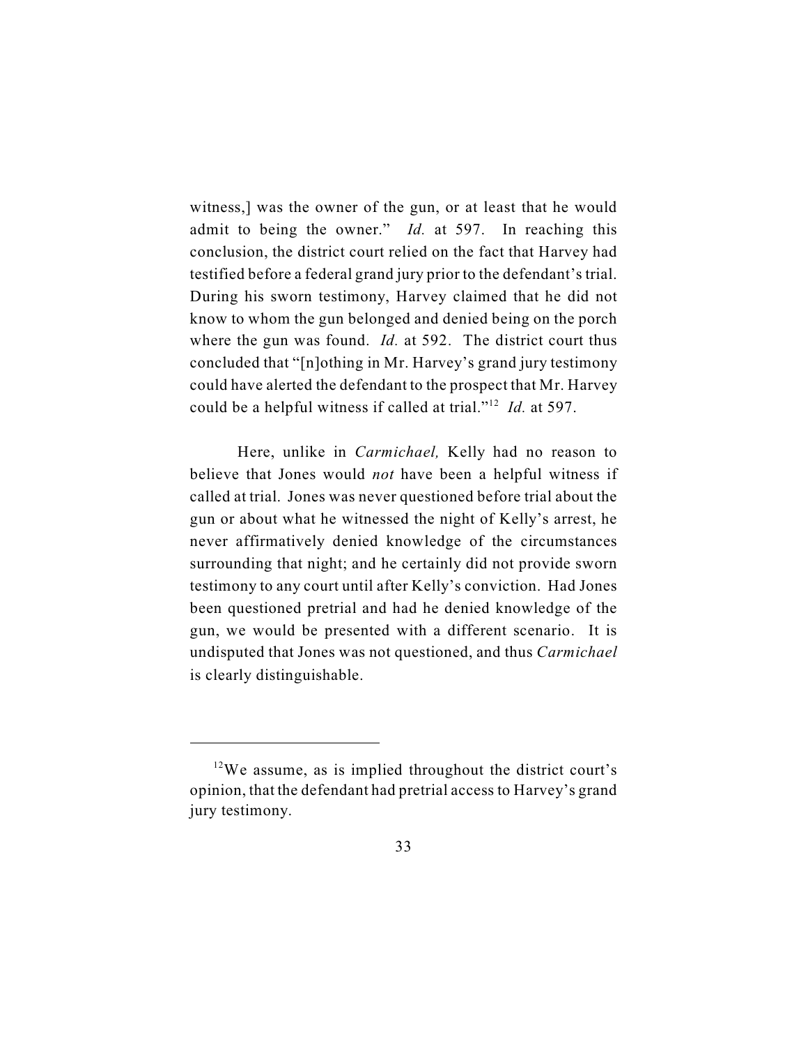witness,] was the owner of the gun, or at least that he would admit to being the owner." *Id.* at 597. In reaching this conclusion, the district court relied on the fact that Harvey had testified before a federal grand jury prior to the defendant's trial. During his sworn testimony, Harvey claimed that he did not know to whom the gun belonged and denied being on the porch where the gun was found. *Id.* at 592. The district court thus concluded that "[n]othing in Mr. Harvey's grand jury testimony could have alerted the defendant to the prospect that Mr. Harvey could be a helpful witness if called at trial."[12] *Id.* at 597.

Here, unlike in *Carmichael,* Kelly had no reason to believe that Jones would *not* have been a helpful witness if called at trial. Jones was never questioned before trial about the gun or about what he witnessed the night of Kelly's arrest, he never affirmatively denied knowledge of the circumstances surrounding that night; and he certainly did not provide sworn testimony to any court until after Kelly's conviction. Had Jones been questioned pretrial and had he denied knowledge of the gun, we would be presented with a different scenario. It is undisputed that Jones was not questioned, and thus *Carmichael* is clearly distinguishable.

---

[12] We assume, as is implied throughout the district court's opinion, that the defendant had pretrial access to Harvey's grand jury testimony.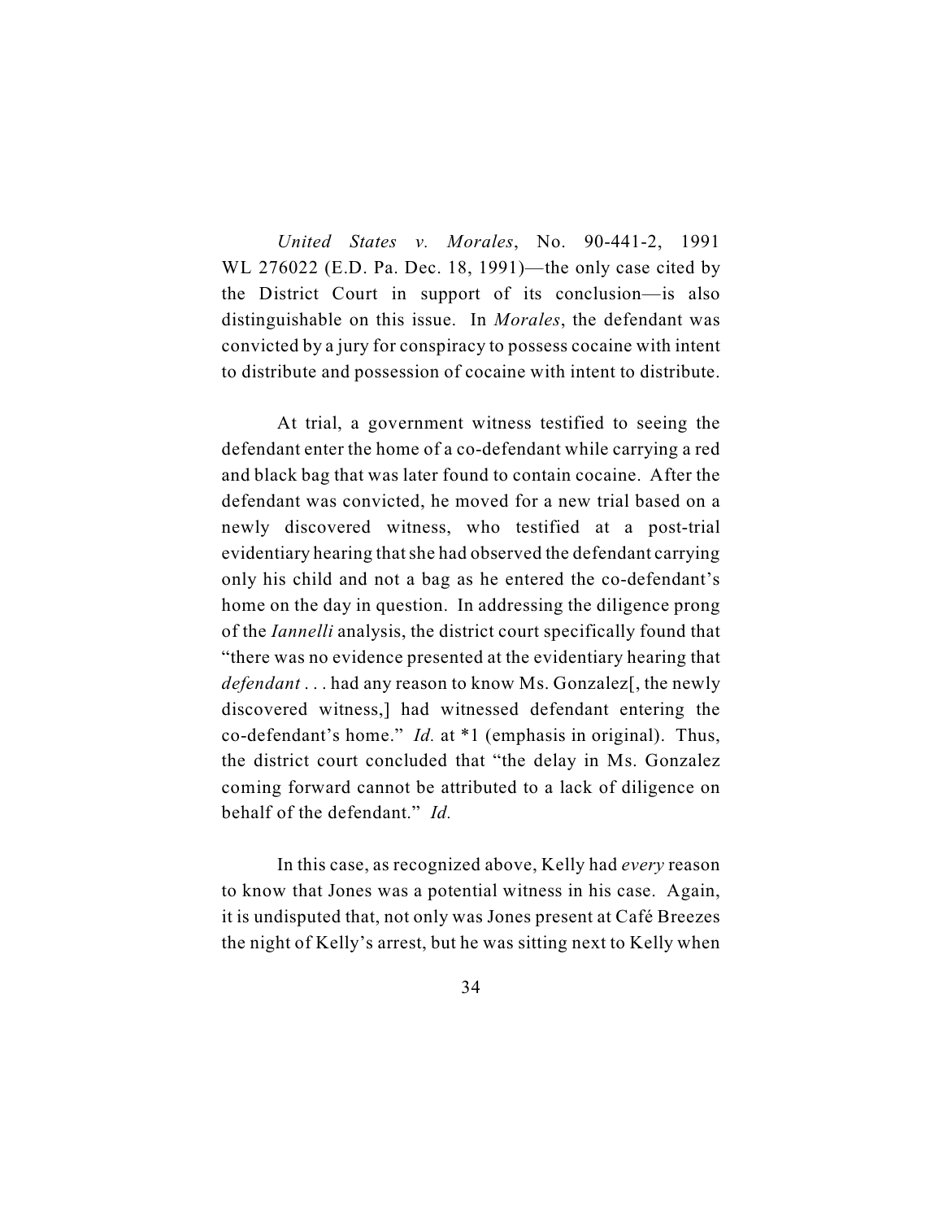*United States v. Morales*, No. 90-441-2, 1991 WL 276022 (E.D. Pa. Dec. 18, 1991)—the only case cited by the District Court in support of its conclusion—is also distinguishable on this issue. In *Morales*, the defendant was convicted by a jury for conspiracy to possess cocaine with intent to distribute and possession of cocaine with intent to distribute.

At trial, a government witness testified to seeing the defendant enter the home of a co-defendant while carrying a red and black bag that was later found to contain cocaine. After the defendant was convicted, he moved for a new trial based on a newly discovered witness, who testified at a post-trial evidentiary hearing that she had observed the defendant carrying only his child and not a bag as he entered the co-defendant's home on the day in question. In addressing the diligence prong of the *Iannelli* analysis, the district court specifically found that "there was no evidence presented at the evidentiary hearing that *defendant* . . . had any reason to know Ms. Gonzalez[, the newly discovered witness,] had witnessed defendant entering the co-defendant's home." *Id.* at *1 (emphasis in original). Thus, the district court concluded that "the delay in Ms. Gonzalez coming forward cannot be attributed to a lack of diligence on behalf of the defendant." *Id.*

In this case, as recognized above, Kelly had *every* reason to know that Jones was a potential witness in his case. Again, it is undisputed that, not only was Jones present at Café Breezes the night of Kelly's arrest, but he was sitting next to Kelly when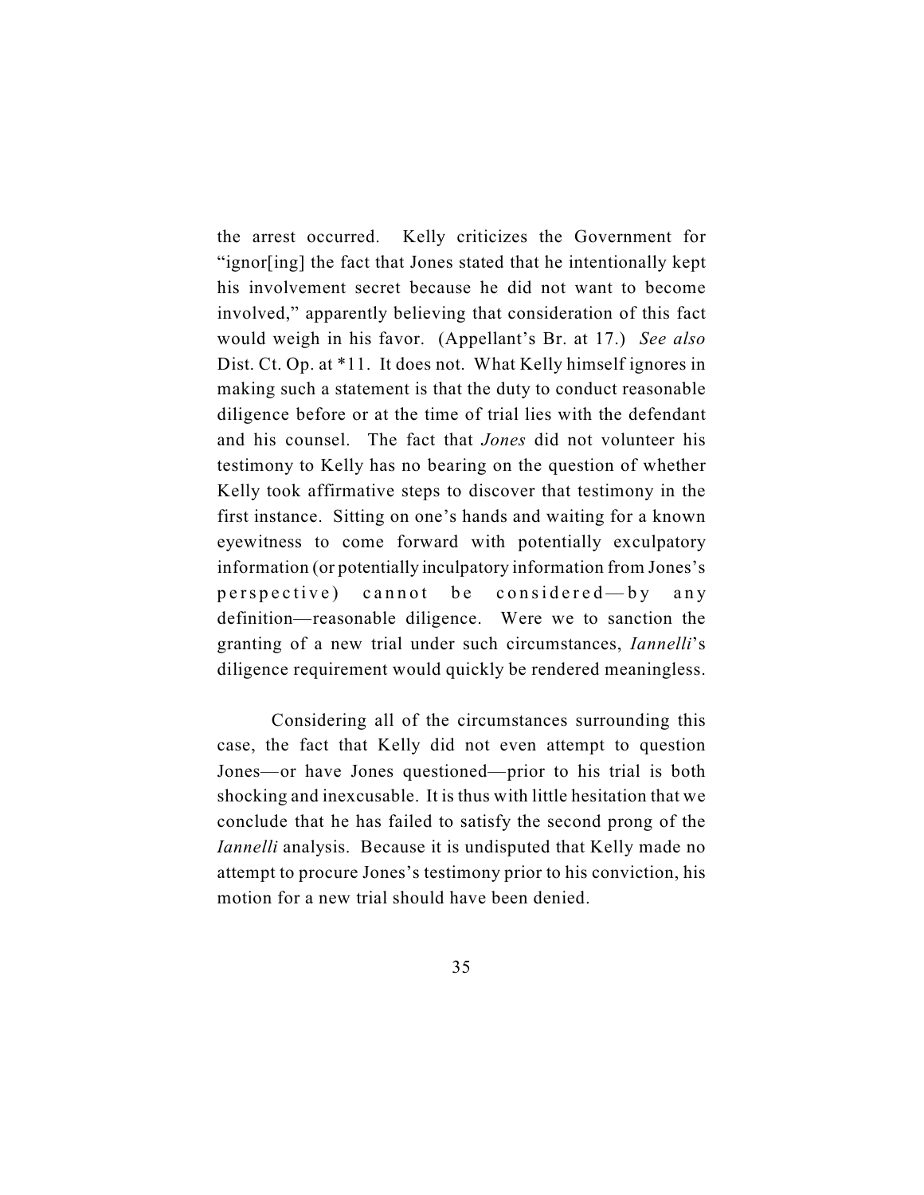the arrest occurred. Kelly criticizes the Government for "ignor[ing] the fact that Jones stated that he intentionally kept his involvement secret because he did not want to become involved," apparently believing that consideration of this fact would weigh in his favor. (Appellant's Br. at 17.) *See also* Dist. Ct. Op. at *11. It does not. What Kelly himself ignores in making such a statement is that the duty to conduct reasonable diligence before or at the time of trial lies with the defendant and his counsel. The fact that *Jones* did not volunteer his testimony to Kelly has no bearing on the question of whether Kelly took affirmative steps to discover that testimony in the first instance. Sitting on one's hands and waiting for a known eyewitness to come forward with potentially exculpatory information (or potentially inculpatory information from Jones's perspective) cannot be considered—by any definition—reasonable diligence. Were we to sanction the granting of a new trial under such circumstances, *Iannelli*'s diligence requirement would quickly be rendered meaningless.

Considering all of the circumstances surrounding this case, the fact that Kelly did not even attempt to question Jones—or have Jones questioned—prior to his trial is both shocking and inexcusable. It is thus with little hesitation that we conclude that he has failed to satisfy the second prong of the *Iannelli* analysis. Because it is undisputed that Kelly made no attempt to procure Jones's testimony prior to his conviction, his motion for a new trial should have been denied.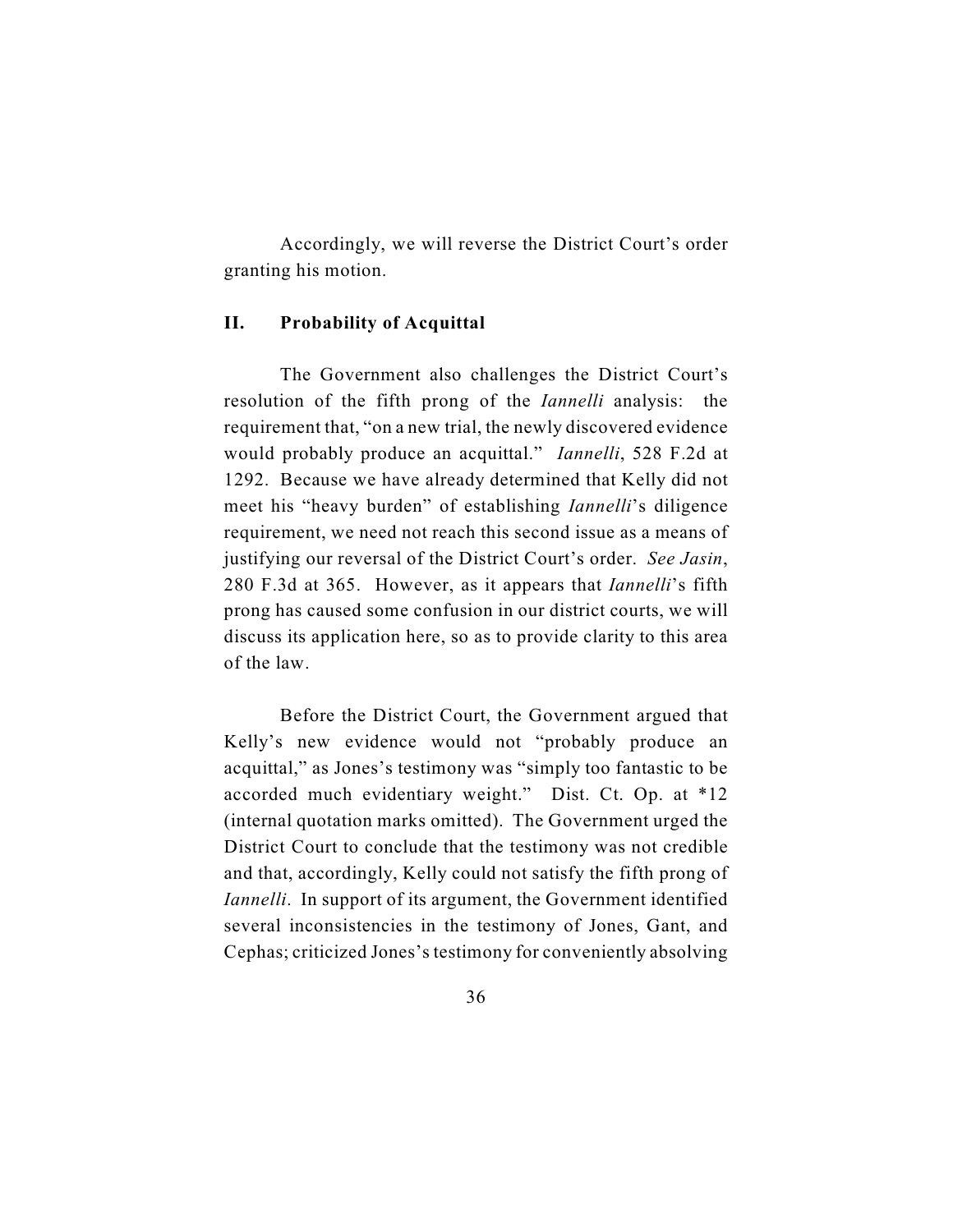Accordingly, we will reverse the District Court's order granting his motion.

## II. Probability of Acquittal

The Government also challenges the District Court's resolution of the fifth prong of the *Iannelli* analysis: the requirement that, "on a new trial, the newly discovered evidence would probably produce an acquittal." *Iannelli*, 528 F.2d at 1292. Because we have already determined that Kelly did not meet his "heavy burden" of establishing *Iannelli*'s diligence requirement, we need not reach this second issue as a means of justifying our reversal of the District Court's order. *See Jasin*, 280 F.3d at 365. However, as it appears that *Iannelli*'s fifth prong has caused some confusion in our district courts, we will discuss its application here, so as to provide clarity to this area of the law.

Before the District Court, the Government argued that Kelly's new evidence would not "probably produce an acquittal," as Jones's testimony was "simply too fantastic to be accorded much evidentiary weight." Dist. Ct. Op. at *12 (internal quotation marks omitted). The Government urged the District Court to conclude that the testimony was not credible and that, accordingly, Kelly could not satisfy the fifth prong of *Iannelli*. In support of its argument, the Government identified several inconsistencies in the testimony of Jones, Gant, and Cephas; criticized Jones's testimony for conveniently absolving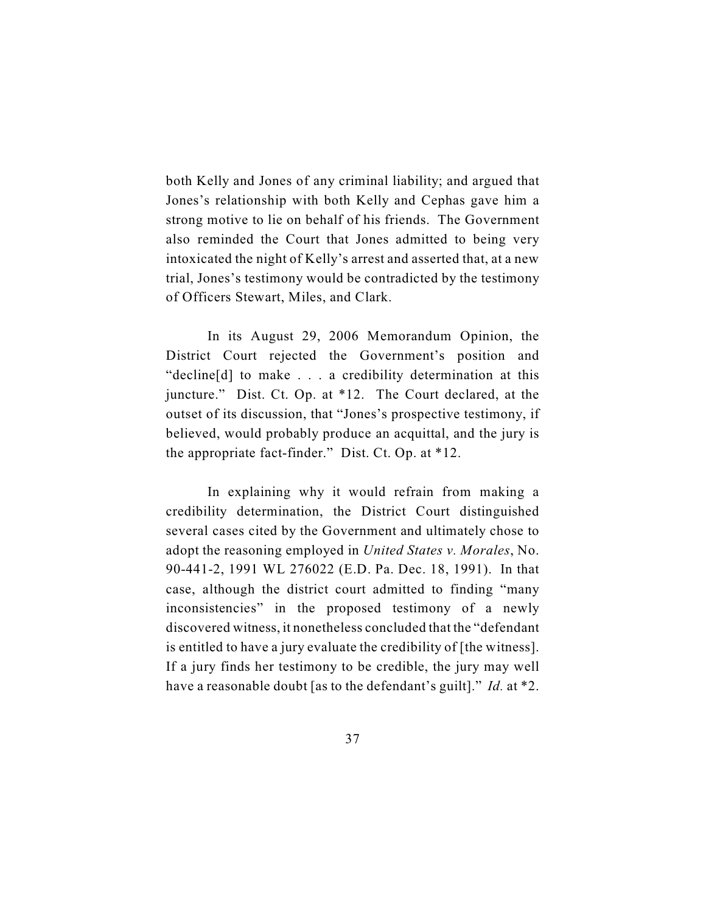both Kelly and Jones of any criminal liability; and argued that Jones's relationship with both Kelly and Cephas gave him a strong motive to lie on behalf of his friends. The Government also reminded the Court that Jones admitted to being very intoxicated the night of Kelly's arrest and asserted that, at a new trial, Jones's testimony would be contradicted by the testimony of Officers Stewart, Miles, and Clark.

In its August 29, 2006 Memorandum Opinion, the District Court rejected the Government's position and "decline[d] to make . . . a credibility determination at this juncture." Dist. Ct. Op. at *12. The Court declared, at the outset of its discussion, that "Jones's prospective testimony, if believed, would probably produce an acquittal, and the jury is the appropriate fact-finder." Dist. Ct. Op. at *12.

In explaining why it would refrain from making a credibility determination, the District Court distinguished several cases cited by the Government and ultimately chose to adopt the reasoning employed in *United States v. Morales*, No. 90-441-2, 1991 WL 276022 (E.D. Pa. Dec. 18, 1991). In that case, although the district court admitted to finding "many inconsistencies" in the proposed testimony of a newly discovered witness, it nonetheless concluded that the "defendant is entitled to have a jury evaluate the credibility of [the witness]. If a jury finds her testimony to be credible, the jury may well have a reasonable doubt [as to the defendant's guilt]." *Id.* at *2.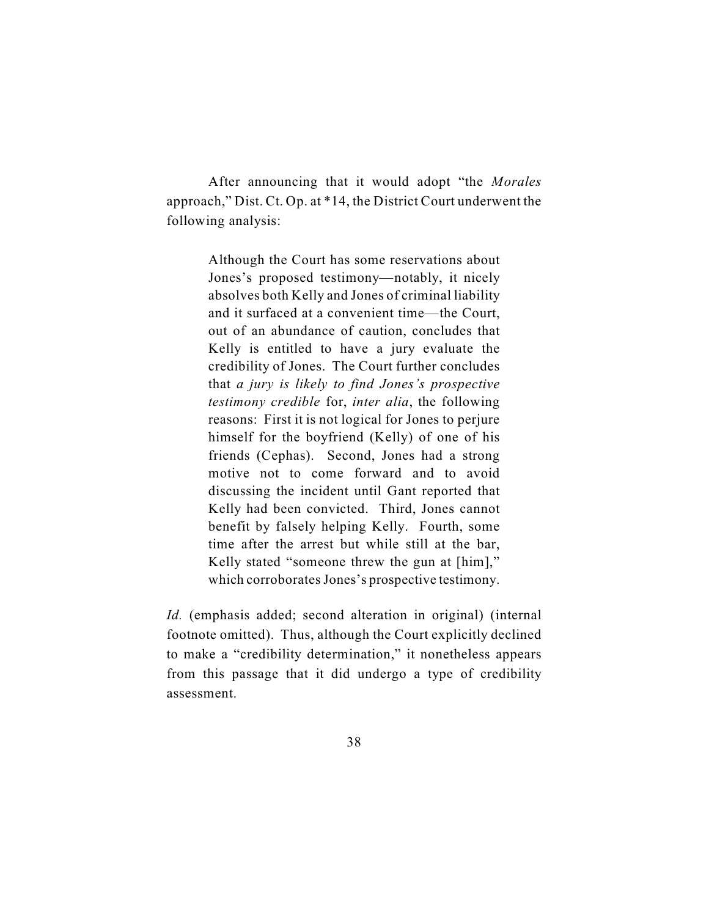After announcing that it would adopt "the *Morales* approach," Dist. Ct. Op. at *14, the District Court underwent the following analysis:

> Although the Court has some reservations about Jones's proposed testimony—notably, it nicely absolves both Kelly and Jones of criminal liability and it surfaced at a convenient time—the Court, out of an abundance of caution, concludes that Kelly is entitled to have a jury evaluate the credibility of Jones. The Court further concludes that *a jury is likely to find Jones's prospective testimony credible* for, *inter alia*, the following reasons: First it is not logical for Jones to perjure himself for the boyfriend (Kelly) of one of his friends (Cephas). Second, Jones had a strong motive not to come forward and to avoid discussing the incident until Gant reported that Kelly had been convicted. Third, Jones cannot benefit by falsely helping Kelly. Fourth, some time after the arrest but while still at the bar, Kelly stated "someone threw the gun at [him]," which corroborates Jones's prospective testimony.

*Id.* (emphasis added; second alteration in original) (internal footnote omitted). Thus, although the Court explicitly declined to make a "credibility determination," it nonetheless appears from this passage that it did undergo a type of credibility assessment.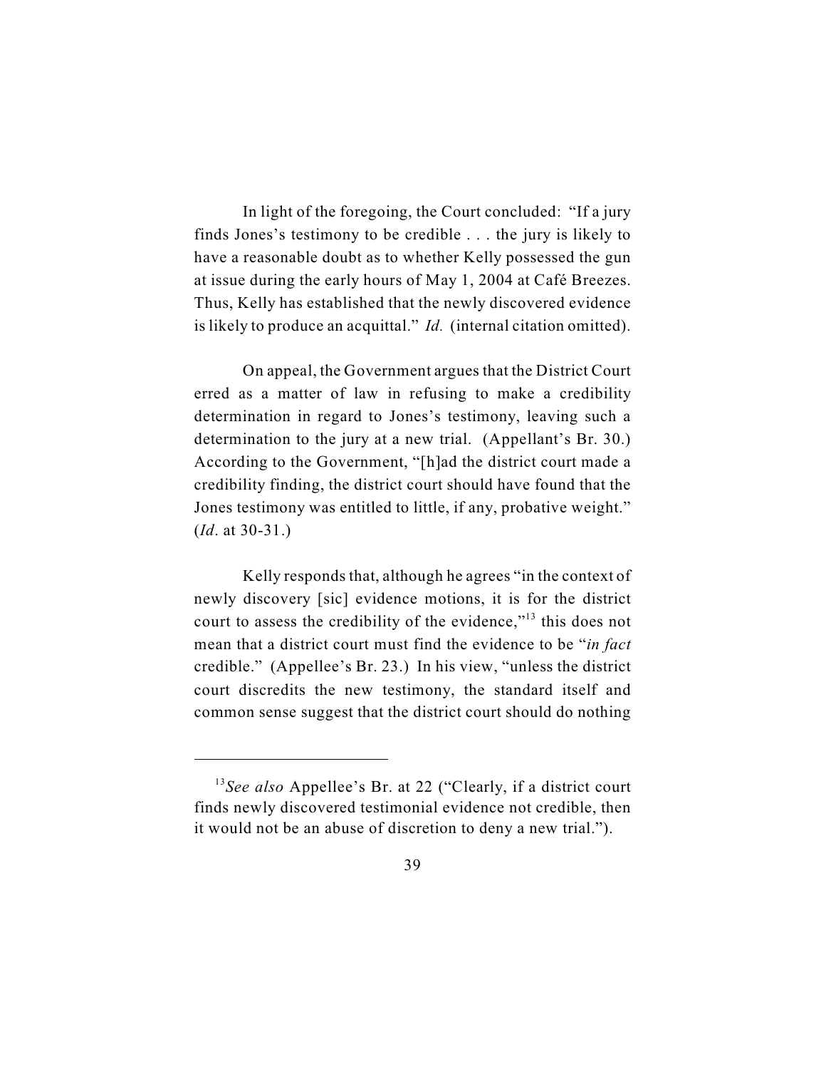In light of the foregoing, the Court concluded: "If a jury finds Jones's testimony to be credible . . . the jury is likely to have a reasonable doubt as to whether Kelly possessed the gun at issue during the early hours of May 1, 2004 at Café Breezes. Thus, Kelly has established that the newly discovered evidence is likely to produce an acquittal." *Id.* (internal citation omitted).

On appeal, the Government argues that the District Court erred as a matter of law in refusing to make a credibility determination in regard to Jones's testimony, leaving such a determination to the jury at a new trial. (Appellant's Br. 30.) According to the Government, "[h]ad the district court made a credibility finding, the district court should have found that the Jones testimony was entitled to little, if any, probative weight." (*Id*. at 30-31.)

Kelly responds that, although he agrees "in the context of newly discovery [sic] evidence motions, it is for the district court to assess the credibility of the evidence,"[13] this does not mean that a district court must find the evidence to be "*in fact* credible." (Appellee's Br. 23.) In his view, "unless the district court discredits the new testimony, the standard itself and common sense suggest that the district court should do nothing

---

[13]*See also* Appellee's Br. at 22 ("Clearly, if a district court finds newly discovered testimonial evidence not credible, then it would not be an abuse of discretion to deny a new trial.").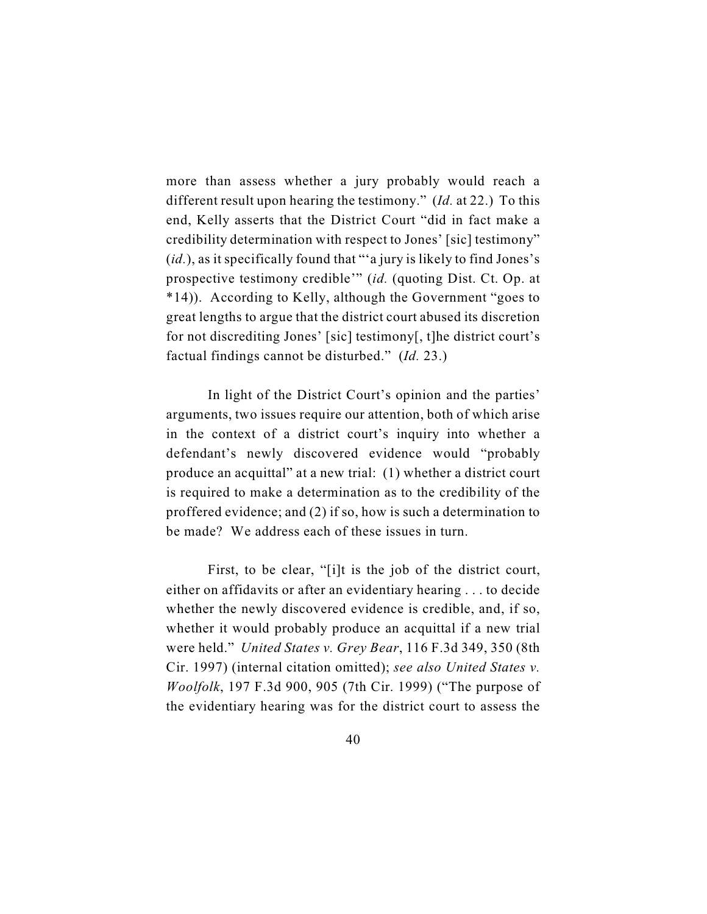more than assess whether a jury probably would reach a different result upon hearing the testimony." (*Id.* at 22.) To this end, Kelly asserts that the District Court "did in fact make a credibility determination with respect to Jones' [sic] testimony" (*id.*), as it specifically found that "'a jury is likely to find Jones's prospective testimony credible'" (*id.* (quoting Dist. Ct. Op. at *14)). According to Kelly, although the Government "goes to great lengths to argue that the district court abused its discretion for not discrediting Jones' [sic] testimony[, t]he district court's factual findings cannot be disturbed." (*Id.* 23.)

In light of the District Court's opinion and the parties' arguments, two issues require our attention, both of which arise in the context of a district court's inquiry into whether a defendant's newly discovered evidence would "probably produce an acquittal" at a new trial: (1) whether a district court is required to make a determination as to the credibility of the proffered evidence; and (2) if so, how is such a determination to be made? We address each of these issues in turn.

First, to be clear, "[i]t is the job of the district court, either on affidavits or after an evidentiary hearing . . . to decide whether the newly discovered evidence is credible, and, if so, whether it would probably produce an acquittal if a new trial were held." *United States v. Grey Bear*, 116 F.3d 349, 350 (8th Cir. 1997) (internal citation omitted); *see also United States v. Woolfolk*, 197 F.3d 900, 905 (7th Cir. 1999) ("The purpose of the evidentiary hearing was for the district court to assess the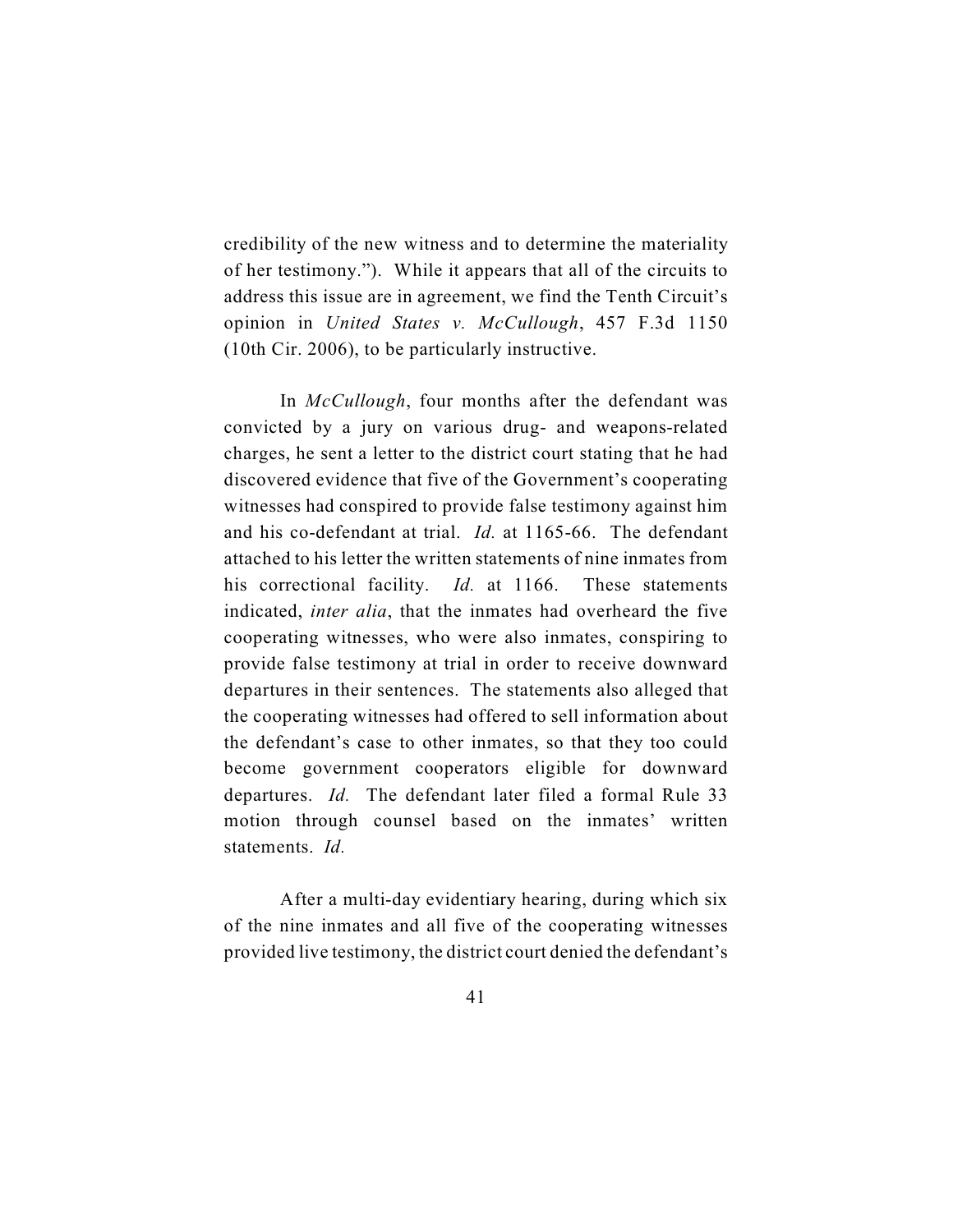credibility of the new witness and to determine the materiality of her testimony."). While it appears that all of the circuits to address this issue are in agreement, we find the Tenth Circuit's opinion in *United States v. McCullough*, 457 F.3d 1150 (10th Cir. 2006), to be particularly instructive.

In *McCullough*, four months after the defendant was convicted by a jury on various drug- and weapons-related charges, he sent a letter to the district court stating that he had discovered evidence that five of the Government's cooperating witnesses had conspired to provide false testimony against him and his co-defendant at trial. *Id.* at 1165-66. The defendant attached to his letter the written statements of nine inmates from his correctional facility. *Id.* at 1166. These statements indicated, *inter alia*, that the inmates had overheard the five cooperating witnesses, who were also inmates, conspiring to provide false testimony at trial in order to receive downward departures in their sentences. The statements also alleged that the cooperating witnesses had offered to sell information about the defendant's case to other inmates, so that they too could become government cooperators eligible for downward departures. *Id.* The defendant later filed a formal Rule 33 motion through counsel based on the inmates' written statements. *Id.*

After a multi-day evidentiary hearing, during which six of the nine inmates and all five of the cooperating witnesses provided live testimony, the district court denied the defendant's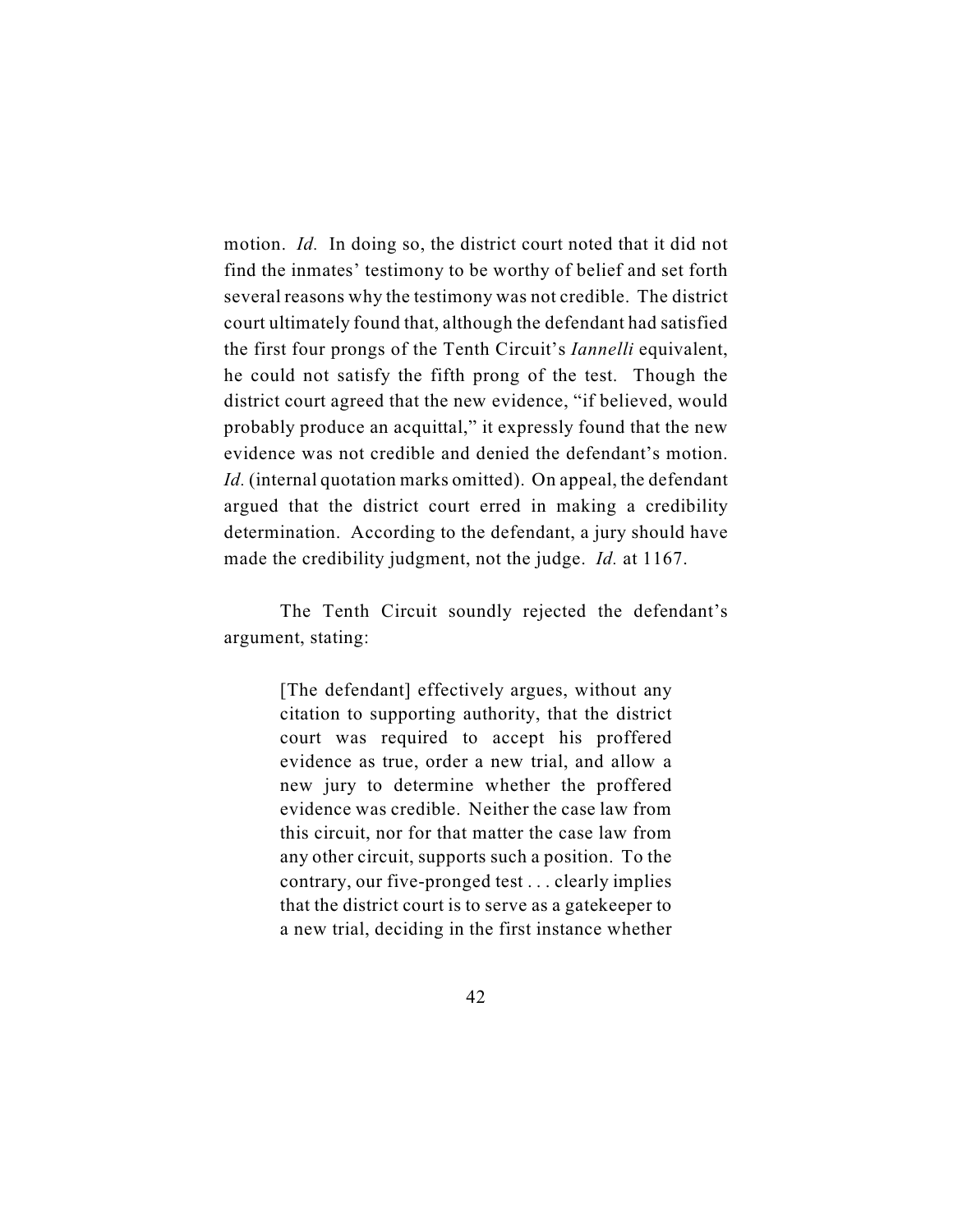motion. *Id.* In doing so, the district court noted that it did not find the inmates' testimony to be worthy of belief and set forth several reasons why the testimony was not credible. The district court ultimately found that, although the defendant had satisfied the first four prongs of the Tenth Circuit's *Iannelli* equivalent, he could not satisfy the fifth prong of the test. Though the district court agreed that the new evidence, "if believed, would probably produce an acquittal," it expressly found that the new evidence was not credible and denied the defendant's motion. *Id.* (internal quotation marks omitted). On appeal, the defendant argued that the district court erred in making a credibility determination. According to the defendant, a jury should have made the credibility judgment, not the judge. *Id.* at 1167.

The Tenth Circuit soundly rejected the defendant's argument, stating:

> [The defendant] effectively argues, without any citation to supporting authority, that the district court was required to accept his proffered evidence as true, order a new trial, and allow a new jury to determine whether the proffered evidence was credible. Neither the case law from this circuit, nor for that matter the case law from any other circuit, supports such a position. To the contrary, our five-pronged test . . . clearly implies that the district court is to serve as a gatekeeper to a new trial, deciding in the first instance whether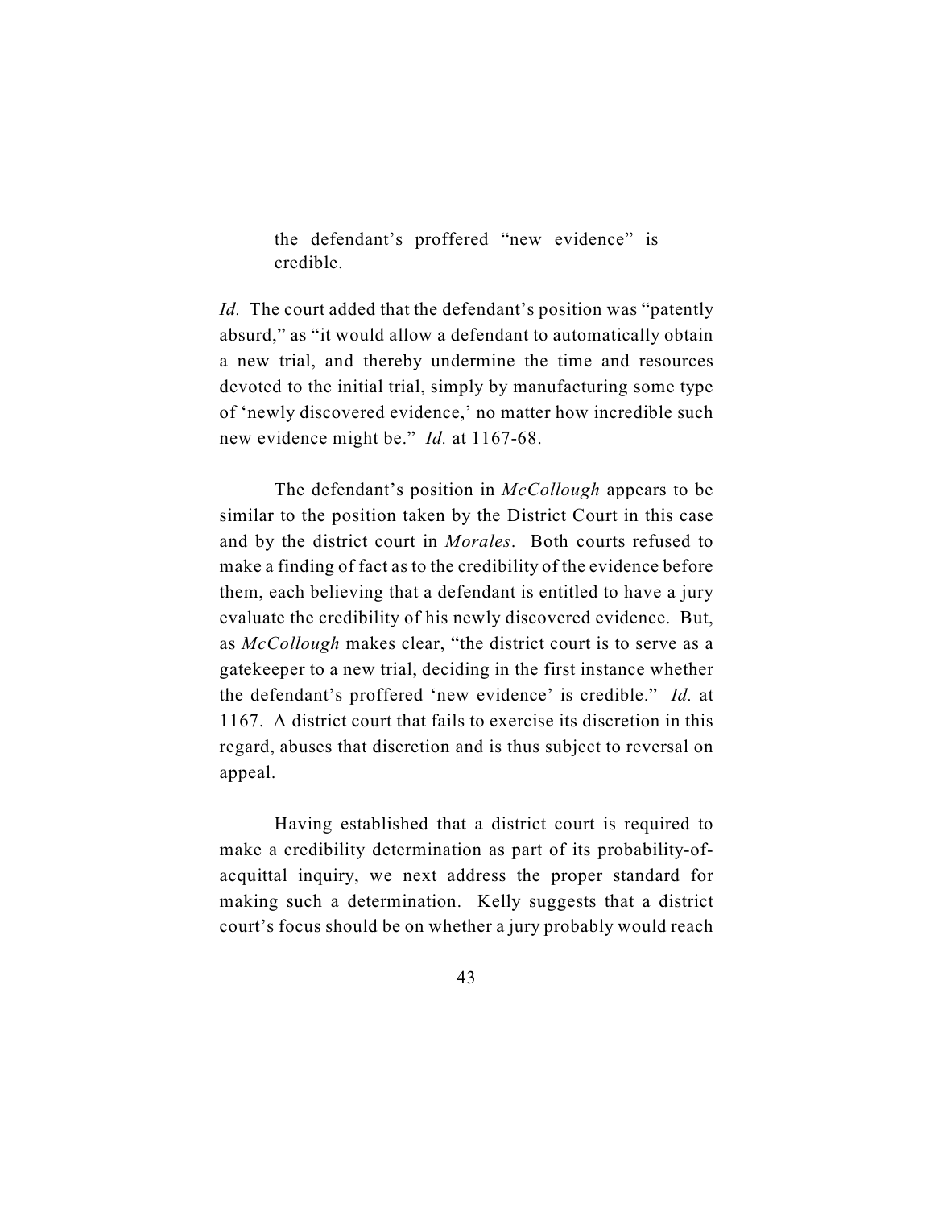> the defendant's proffered "new evidence" is credible.

*Id.* The court added that the defendant's position was "patently absurd," as "it would allow a defendant to automatically obtain a new trial, and thereby undermine the time and resources devoted to the initial trial, simply by manufacturing some type of 'newly discovered evidence,' no matter how incredible such new evidence might be." *Id.* at 1167-68.

The defendant's position in *McCollough* appears to be similar to the position taken by the District Court in this case and by the district court in *Morales*. Both courts refused to make a finding of fact as to the credibility of the evidence before them, each believing that a defendant is entitled to have a jury evaluate the credibility of his newly discovered evidence. But, as *McCollough* makes clear, "the district court is to serve as a gatekeeper to a new trial, deciding in the first instance whether the defendant's proffered 'new evidence' is credible." *Id.* at 1167. A district court that fails to exercise its discretion in this regard, abuses that discretion and is thus subject to reversal on appeal.

Having established that a district court is required to make a credibility determination as part of its probability-of-acquittal inquiry, we next address the proper standard for making such a determination. Kelly suggests that a district court's focus should be on whether a jury probably would reach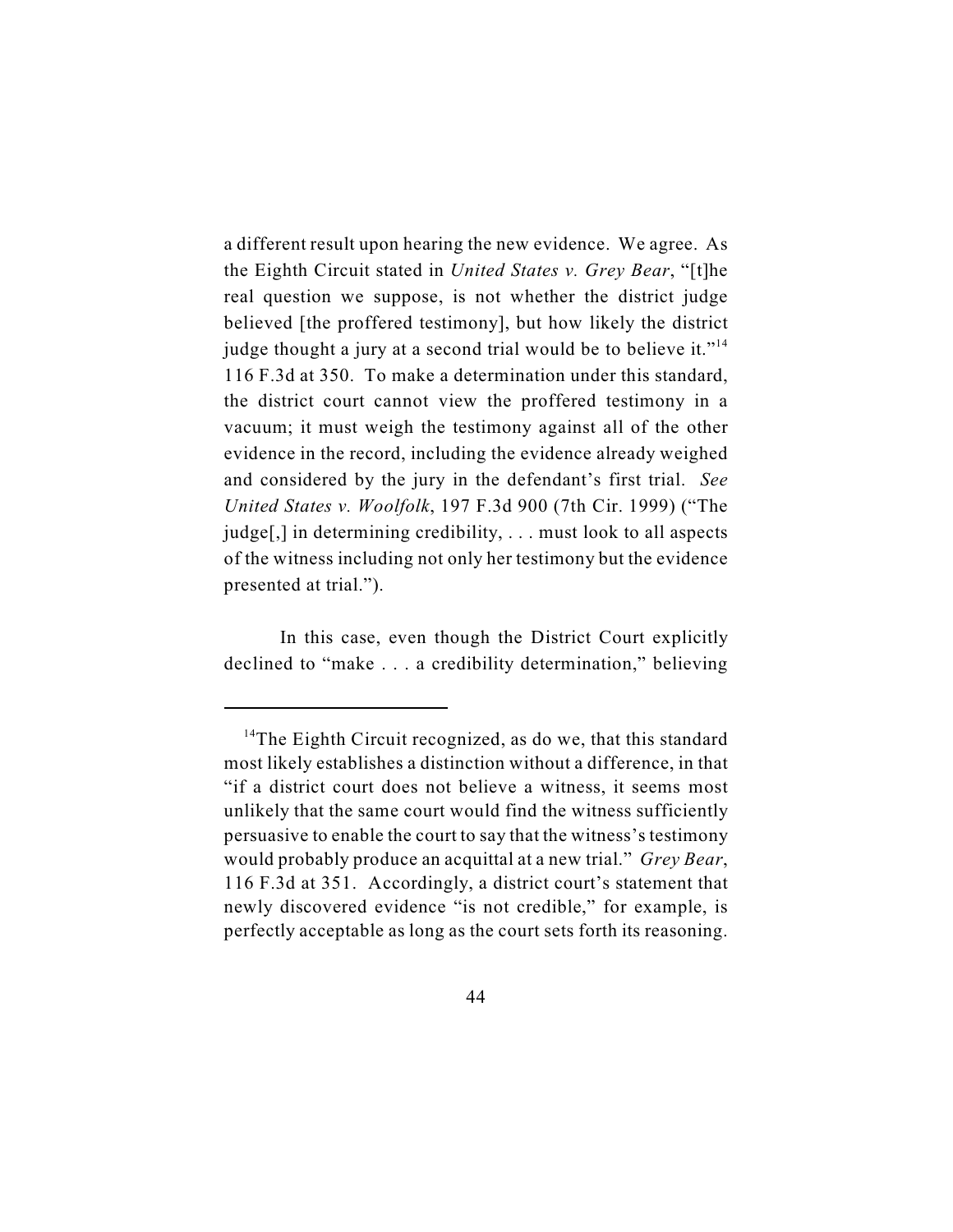a different result upon hearing the new evidence. We agree. As the Eighth Circuit stated in *United States v. Grey Bear*, "[t]he real question we suppose, is not whether the district judge believed [the proffered testimony], but how likely the district judge thought a jury at a second trial would be to believe it."[14] 116 F.3d at 350. To make a determination under this standard, the district court cannot view the proffered testimony in a vacuum; it must weigh the testimony against all of the other evidence in the record, including the evidence already weighed and considered by the jury in the defendant's first trial. *See United States v. Woolfolk*, 197 F.3d 900 (7th Cir. 1999) ("The judge[,] in determining credibility, . . . must look to all aspects of the witness including not only her testimony but the evidence presented at trial.").

In this case, even though the District Court explicitly declined to "make . . . a credibility determination," believing

---

[14]The Eighth Circuit recognized, as do we, that this standard most likely establishes a distinction without a difference, in that "if a district court does not believe a witness, it seems most unlikely that the same court would find the witness sufficiently persuasive to enable the court to say that the witness's testimony would probably produce an acquittal at a new trial." *Grey Bear*, 116 F.3d at 351. Accordingly, a district court's statement that newly discovered evidence "is not credible," for example, is perfectly acceptable as long as the court sets forth its reasoning.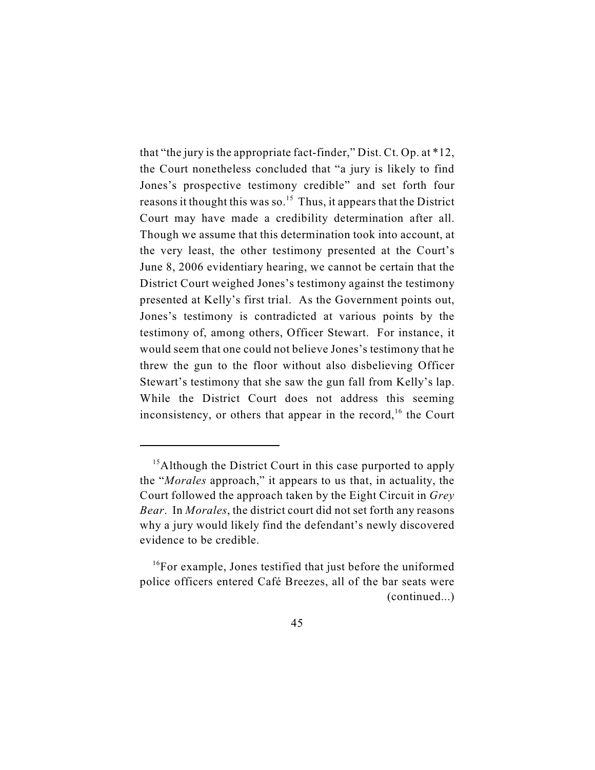that "the jury is the appropriate fact-finder," Dist. Ct. Op. at *12, the Court nonetheless concluded that "a jury is likely to find Jones's prospective testimony credible" and set forth four reasons it thought this was so.[15] Thus, it appears that the District Court may have made a credibility determination after all. Though we assume that this determination took into account, at the very least, the other testimony presented at the Court's June 8, 2006 evidentiary hearing, we cannot be certain that the District Court weighed Jones's testimony against the testimony presented at Kelly's first trial. As the Government points out, Jones's testimony is contradicted at various points by the testimony of, among others, Officer Stewart. For instance, it would seem that one could not believe Jones's testimony that he threw the gun to the floor without also disbelieving Officer Stewart's testimony that she saw the gun fall from Kelly's lap. While the District Court does not address this seeming inconsistency, or others that appear in the record,[16] the Court

---

[15] Although the District Court in this case purported to apply the "*Morales* approach," it appears to us that, in actuality, the Court followed the approach taken by the Eight Circuit in *Grey Bear*. In *Morales*, the district court did not set forth any reasons why a jury would likely find the defendant's newly discovered evidence to be credible.

[16] For example, Jones testified that just before the uniformed police officers entered Café Breezes, all of the bar seats were (continued...)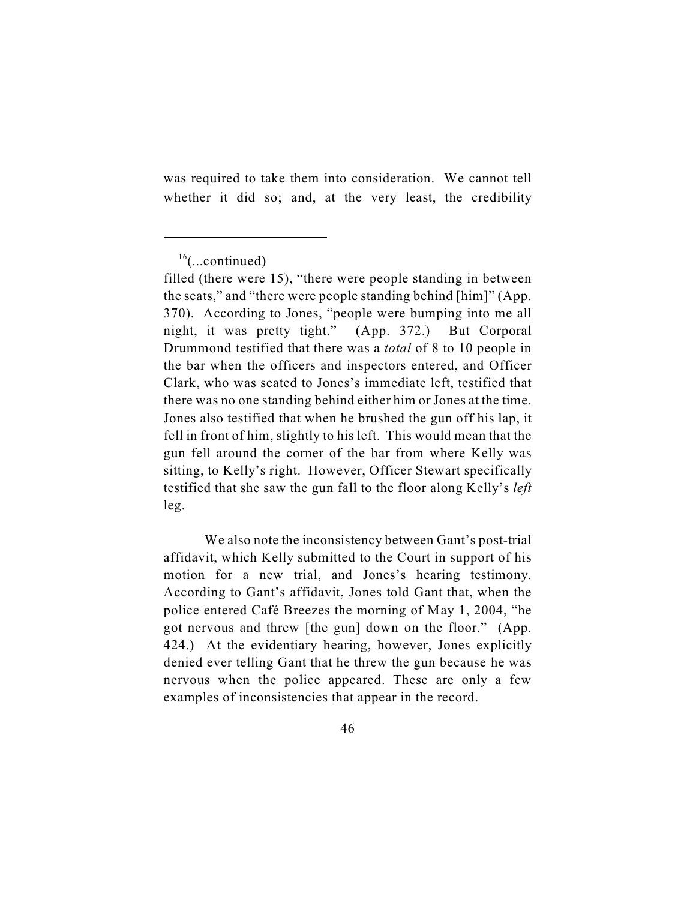was required to take them into consideration. We cannot tell whether it did so; and, at the very least, the credibility

---

[16](...continued)

filled (there were 15), "there were people standing in between the seats," and "there were people standing behind [him]" (App. 370). According to Jones, "people were bumping into me all night, it was pretty tight." (App. 372.) But Corporal Drummond testified that there was a *total* of 8 to 10 people in the bar when the officers and inspectors entered, and Officer Clark, who was seated to Jones's immediate left, testified that there was no one standing behind either him or Jones at the time. Jones also testified that when he brushed the gun off his lap, it fell in front of him, slightly to his left. This would mean that the gun fell around the corner of the bar from where Kelly was sitting, to Kelly's right. However, Officer Stewart specifically testified that she saw the gun fall to the floor along Kelly's *left* leg.

We also note the inconsistency between Gant's post-trial affidavit, which Kelly submitted to the Court in support of his motion for a new trial, and Jones's hearing testimony. According to Gant's affidavit, Jones told Gant that, when the police entered Café Breezes the morning of May 1, 2004, "he got nervous and threw [the gun] down on the floor." (App. 424.) At the evidentiary hearing, however, Jones explicitly denied ever telling Gant that he threw the gun because he was nervous when the police appeared. These are only a few examples of inconsistencies that appear in the record.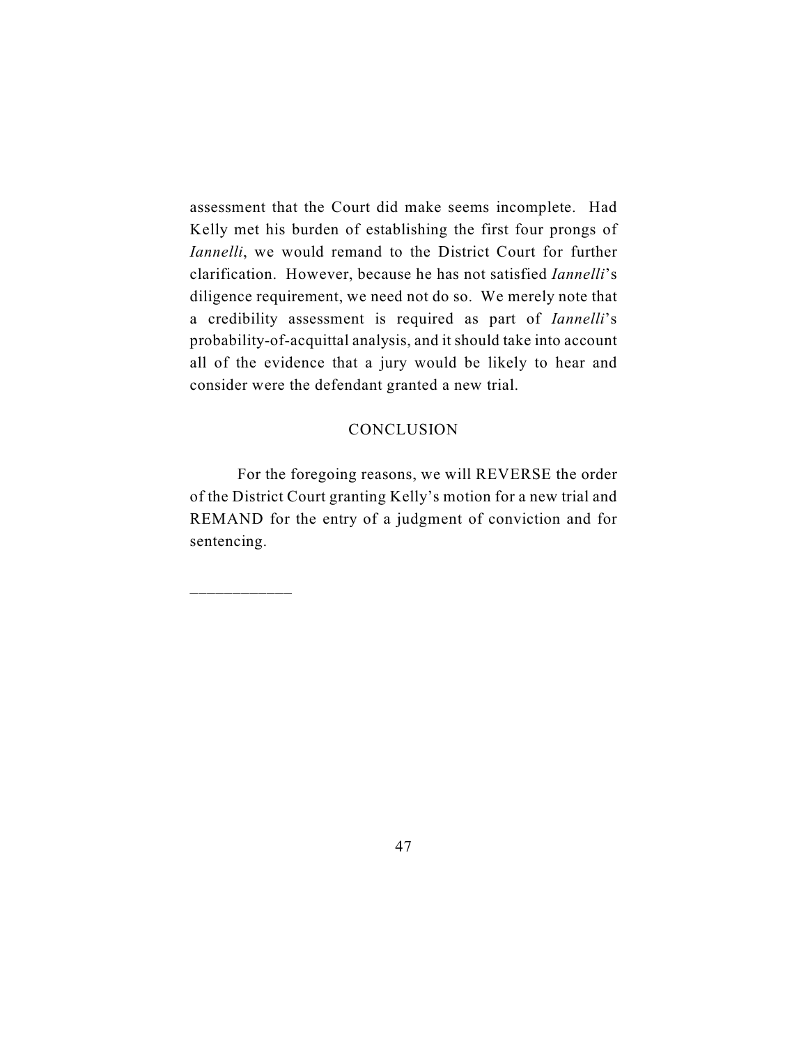assessment that the Court did make seems incomplete. Had Kelly met his burden of establishing the first four prongs of *Iannelli*, we would remand to the District Court for further clarification. However, because he has not satisfied *Iannelli*'s diligence requirement, we need not do so. We merely note that a credibility assessment is required as part of *Iannelli*'s probability-of-acquittal analysis, and it should take into account all of the evidence that a jury would be likely to hear and consider were the defendant granted a new trial.

## CONCLUSION

For the foregoing reasons, we will REVERSE the order of the District Court granting Kelly's motion for a new trial and REMAND for the entry of a judgment of conviction and for sentencing.

___________